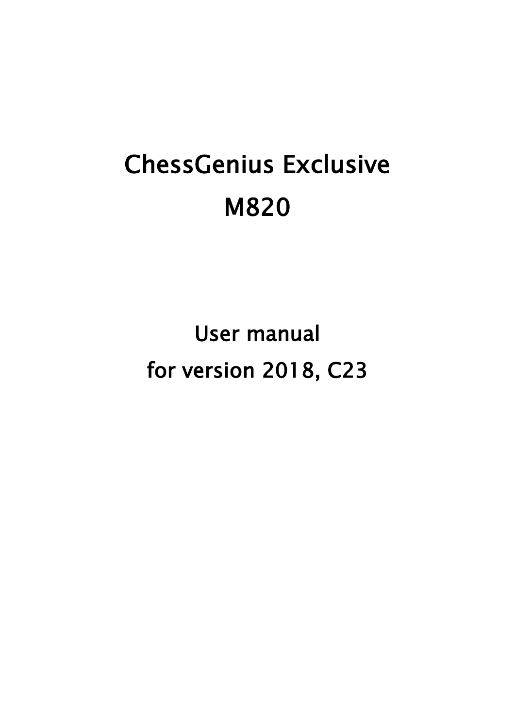# ChessGenius Exclusive

# M820

## User manual

## for version 2018, C23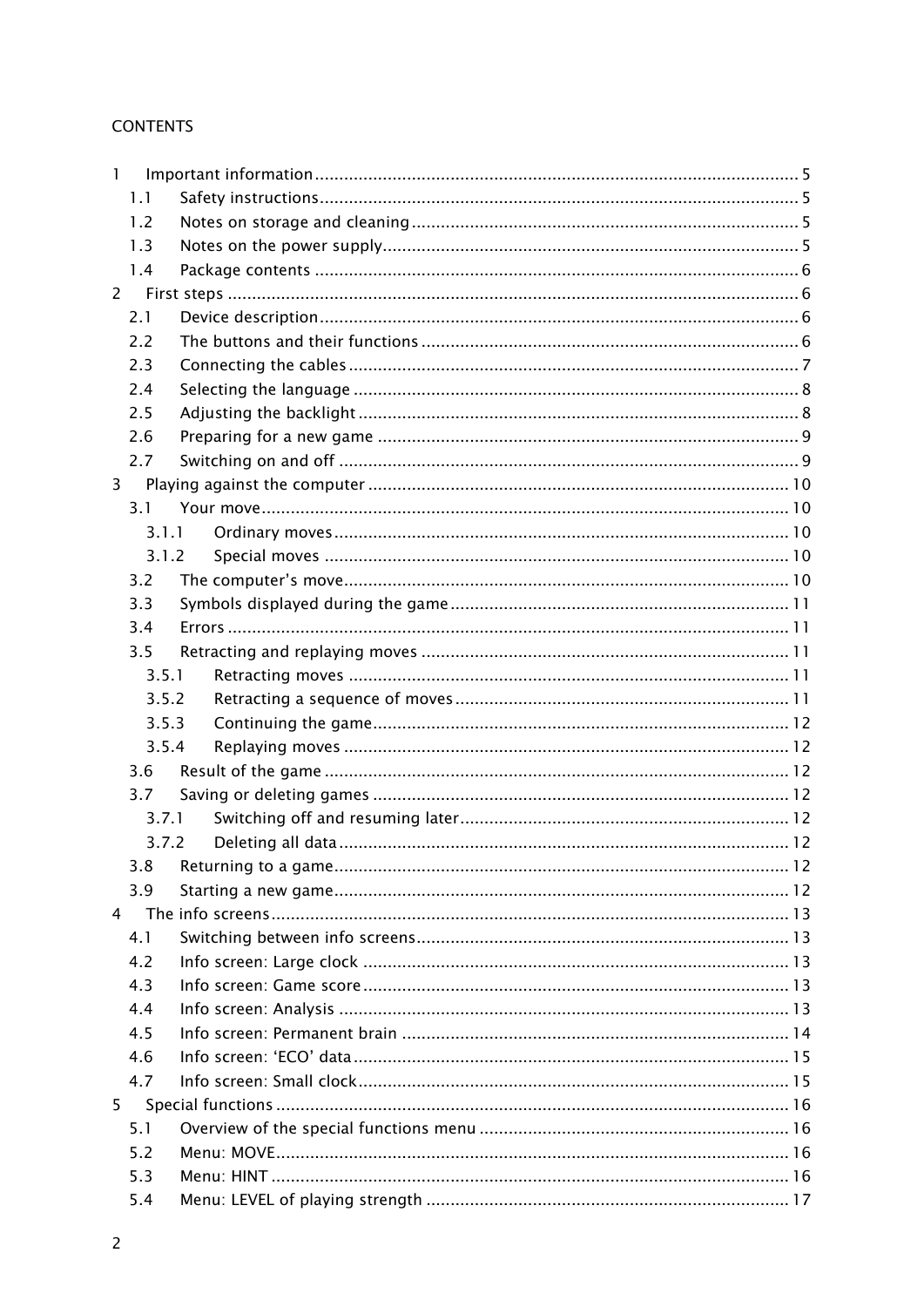CONTENTS

| | | |
|---|---|---|
| 1 | Important information | 5 |
| 1.1 | Safety instructions | 5 |
| 1.2 | Notes on storage and cleaning | 5 |
| 1.3 | Notes on the power supply | 5 |
| 1.4 | Package contents | 6 |
| 2 | First steps | 6 |
| 2.1 | Device description | 6 |
| 2.2 | The buttons and their functions | 6 |
| 2.3 | Connecting the cables | 7 |
| 2.4 | Selecting the language | 8 |
| 2.5 | Adjusting the backlight | 8 |
| 2.6 | Preparing for a new game | 9 |
| 2.7 | Switching on and off | 9 |
| 3 | Playing against the computer | 10 |
| 3.1 | Your move | 10 |
| 3.1.1 | Ordinary moves | 10 |
| 3.1.2 | Special moves | 10 |
| 3.2 | The computer's move | 10 |
| 3.3 | Symbols displayed during the game | 11 |
| 3.4 | Errors | 11 |
| 3.5 | Retracting and replaying moves | 11 |
| 3.5.1 | Retracting moves | 11 |
| 3.5.2 | Retracting a sequence of moves | 11 |
| 3.5.3 | Continuing the game | 12 |
| 3.5.4 | Replaying moves | 12 |
| 3.6 | Result of the game | 12 |
| 3.7 | Saving or deleting games | 12 |
| 3.7.1 | Switching off and resuming later | 12 |
| 3.7.2 | Deleting all data | 12 |
| 3.8 | Returning to a game | 12 |
| 3.9 | Starting a new game | 12 |
| 4 | The info screens | 13 |
| 4.1 | Switching between info screens | 13 |
| 4.2 | Info screen: Large clock | 13 |
| 4.3 | Info screen: Game score | 13 |
| 4.4 | Info screen: Analysis | 13 |
| 4.5 | Info screen: Permanent brain | 14 |
| 4.6 | Info screen: 'ECO' data | 15 |
| 4.7 | Info screen: Small clock | 15 |
| 5 | Special functions | 16 |
| 5.1 | Overview of the special functions menu | 16 |
| 5.2 | Menu: MOVE | 16 |
| 5.3 | Menu: HINT | 16 |
| 5.4 | Menu: LEVEL of playing strength | 17 |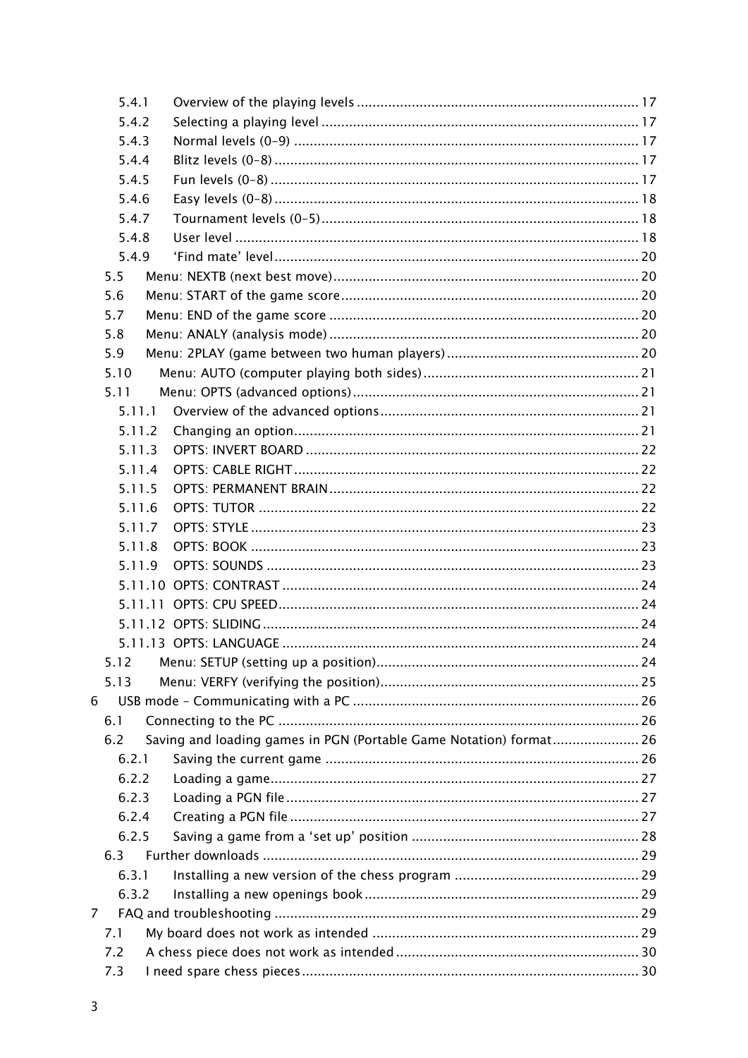5.4.1 Overview of the playing levels ........................................................................ 17
5.4.2 Selecting a playing level ................................................................................ 17
5.4.3 Normal levels (0–9) ........................................................................................ 17
5.4.4 Blitz levels (0–8) ............................................................................................. 17
5.4.5 Fun levels (0–8) .............................................................................................. 17
5.4.6 Easy levels (0–8) ............................................................................................. 18
5.4.7 Tournament levels (0–5) ................................................................................. 18
5.4.8 User level ....................................................................................................... 18
5.4.9 'Find mate' level ............................................................................................. 20
5.5 Menu: NEXTB (next best move) ............................................................................. 20
5.6 Menu: START of the game score ............................................................................ 20
5.7 Menu: END of the game score ............................................................................... 20
5.8 Menu: ANALY (analysis mode) ............................................................................... 20
5.9 Menu: 2PLAY (game between two human players) ................................................. 20
5.10 Menu: AUTO (computer playing both sides) ....................................................... 21
5.11 Menu: OPTS (advanced options) ......................................................................... 21
5.11.1 Overview of the advanced options .................................................................. 21
5.11.2 Changing an option ........................................................................................ 21
5.11.3 OPTS: INVERT BOARD ..................................................................................... 22
5.11.4 OPTS: CABLE RIGHT ........................................................................................ 22
5.11.5 OPTS: PERMANENT BRAIN ............................................................................... 22
5.11.6 OPTS: TUTOR ................................................................................................. 22
5.11.7 OPTS: STYLE ................................................................................................... 23
5.11.8 OPTS: BOOK ................................................................................................... 23
5.11.9 OPTS: SOUNDS ............................................................................................... 23
5.11.10 OPTS: CONTRAST ........................................................................................... 24
5.11.11 OPTS: CPU SPEED ............................................................................................ 24
5.11.12 OPTS: SLIDING ................................................................................................ 24
5.11.13 OPTS: LANGUAGE ........................................................................................... 24
5.12 Menu: SETUP (setting up a position) ................................................................... 24
5.13 Menu: VERFY (verifying the position) .................................................................. 25
6 USB mode – Communicating with a PC ......................................................................... 26
6.1 Connecting to the PC ............................................................................................ 26
6.2 Saving and loading games in PGN (Portable Game Notation) format ...................... 26
6.2.1 Saving the current game ............................................................................... 26
6.2.2 Loading a game ............................................................................................. 27
6.2.3 Loading a PGN file .......................................................................................... 27
6.2.4 Creating a PGN file ......................................................................................... 27
6.2.5 Saving a game from a 'set up' position .......................................................... 28
6.3 Further downloads ................................................................................................ 29
6.3.1 Installing a new version of the chess program ............................................... 29
6.3.2 Installing a new openings book ...................................................................... 29
7 FAQ and troubleshooting ............................................................................................. 29
7.1 My board does not work as intended .................................................................... 29
7.2 A chess piece does not work as intended .............................................................. 30
7.3 I need spare chess pieces ..................................................................................... 30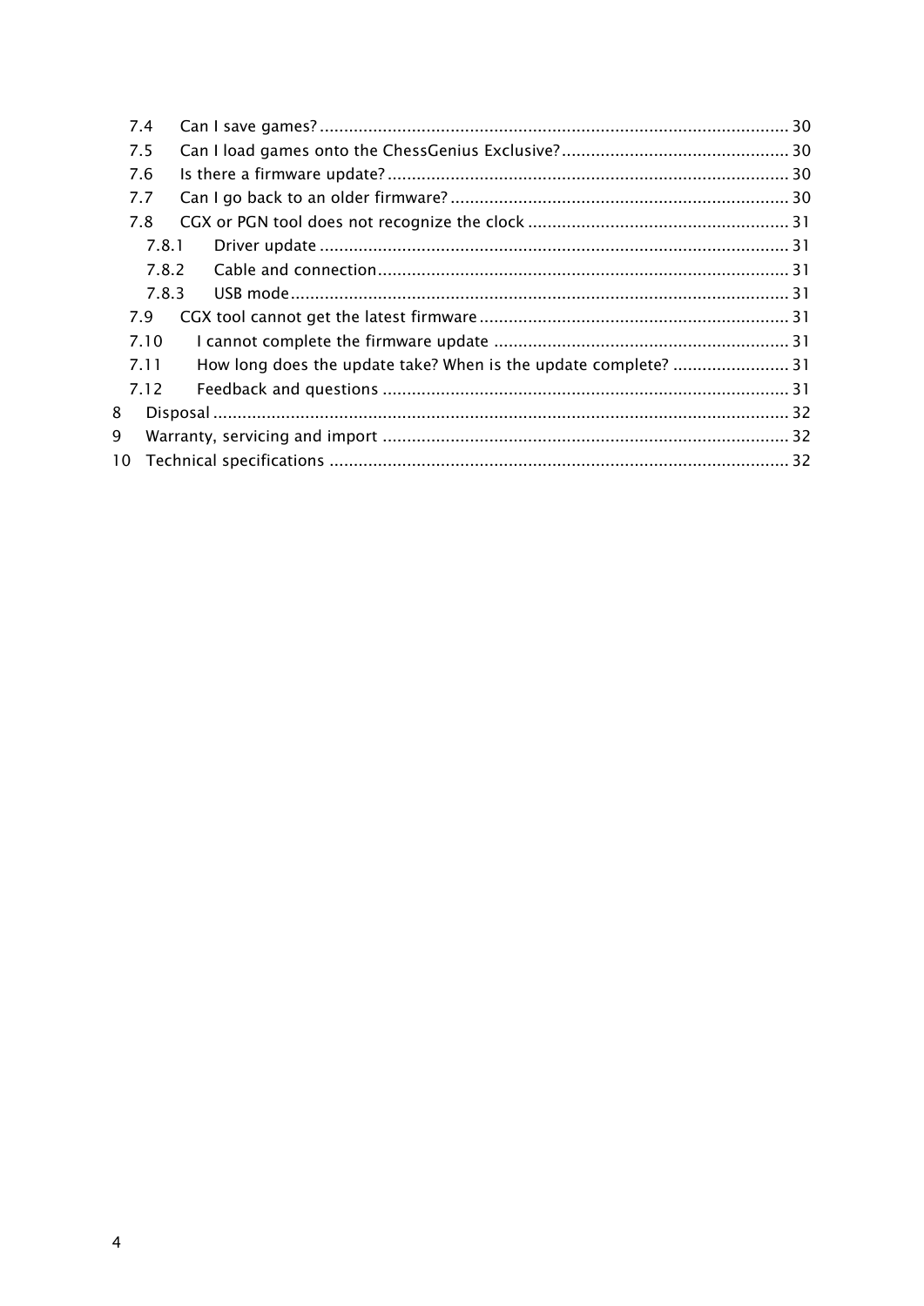- 7.4 Can I save games? ... 30
- 7.5 Can I load games onto the ChessGenius Exclusive? ... 30
- 7.6 Is there a firmware update? ... 30
- 7.7 Can I go back to an older firmware? ... 30
- 7.8 CGX or PGN tool does not recognize the clock ... 31
  - 7.8.1 Driver update ... 31
  - 7.8.2 Cable and connection ... 31
  - 7.8.3 USB mode ... 31
- 7.9 CGX tool cannot get the latest firmware ... 31
- 7.10 I cannot complete the firmware update ... 31
- 7.11 How long does the update take? When is the update complete? ... 31
- 7.12 Feedback and questions ... 31

8 Disposal ... 32

9 Warranty, servicing and import ... 32

10 Technical specifications ... 32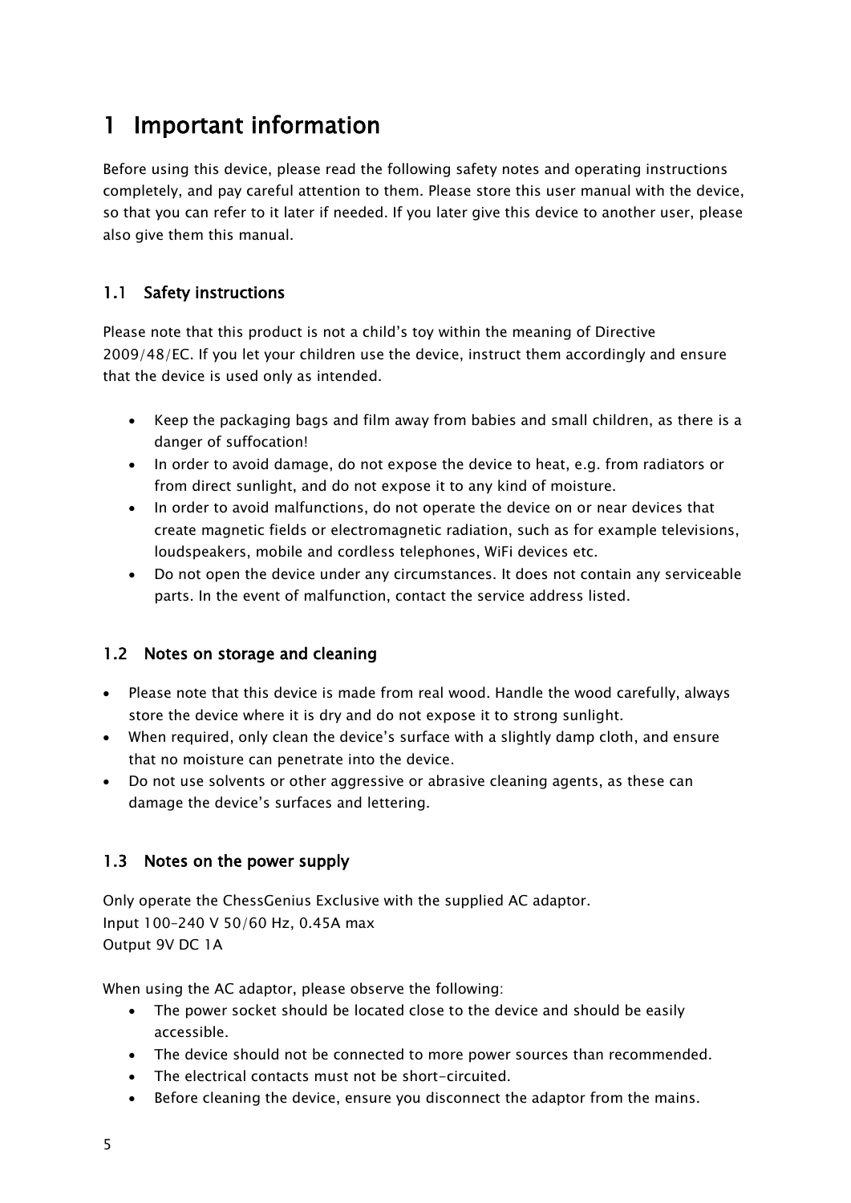# 1 Important information

Before using this device, please read the following safety notes and operating instructions completely, and pay careful attention to them. Please store this user manual with the device, so that you can refer to it later if needed. If you later give this device to another user, please also give them this manual.

## 1.1 Safety instructions

Please note that this product is not a child's toy within the meaning of Directive 2009/48/EC. If you let your children use the device, instruct them accordingly and ensure that the device is used only as intended.

- Keep the packaging bags and film away from babies and small children, as there is a danger of suffocation!
- In order to avoid damage, do not expose the device to heat, e.g. from radiators or from direct sunlight, and do not expose it to any kind of moisture.
- In order to avoid malfunctions, do not operate the device on or near devices that create magnetic fields or electromagnetic radiation, such as for example televisions, loudspeakers, mobile and cordless telephones, WiFi devices etc.
- Do not open the device under any circumstances. It does not contain any serviceable parts. In the event of malfunction, contact the service address listed.

## 1.2 Notes on storage and cleaning

- Please note that this device is made from real wood. Handle the wood carefully, always store the device where it is dry and do not expose it to strong sunlight.
- When required, only clean the device's surface with a slightly damp cloth, and ensure that no moisture can penetrate into the device.
- Do not use solvents or other aggressive or abrasive cleaning agents, as these can damage the device's surfaces and lettering.

## 1.3 Notes on the power supply

Only operate the ChessGenius Exclusive with the supplied AC adaptor.
Input 100–240 V 50/60 Hz, 0.45A max
Output 9V DC 1A

When using the AC adaptor, please observe the following:

- The power socket should be located close to the device and should be easily accessible.
- The device should not be connected to more power sources than recommended.
- The electrical contacts must not be short-circuited.
- Before cleaning the device, ensure you disconnect the adaptor from the mains.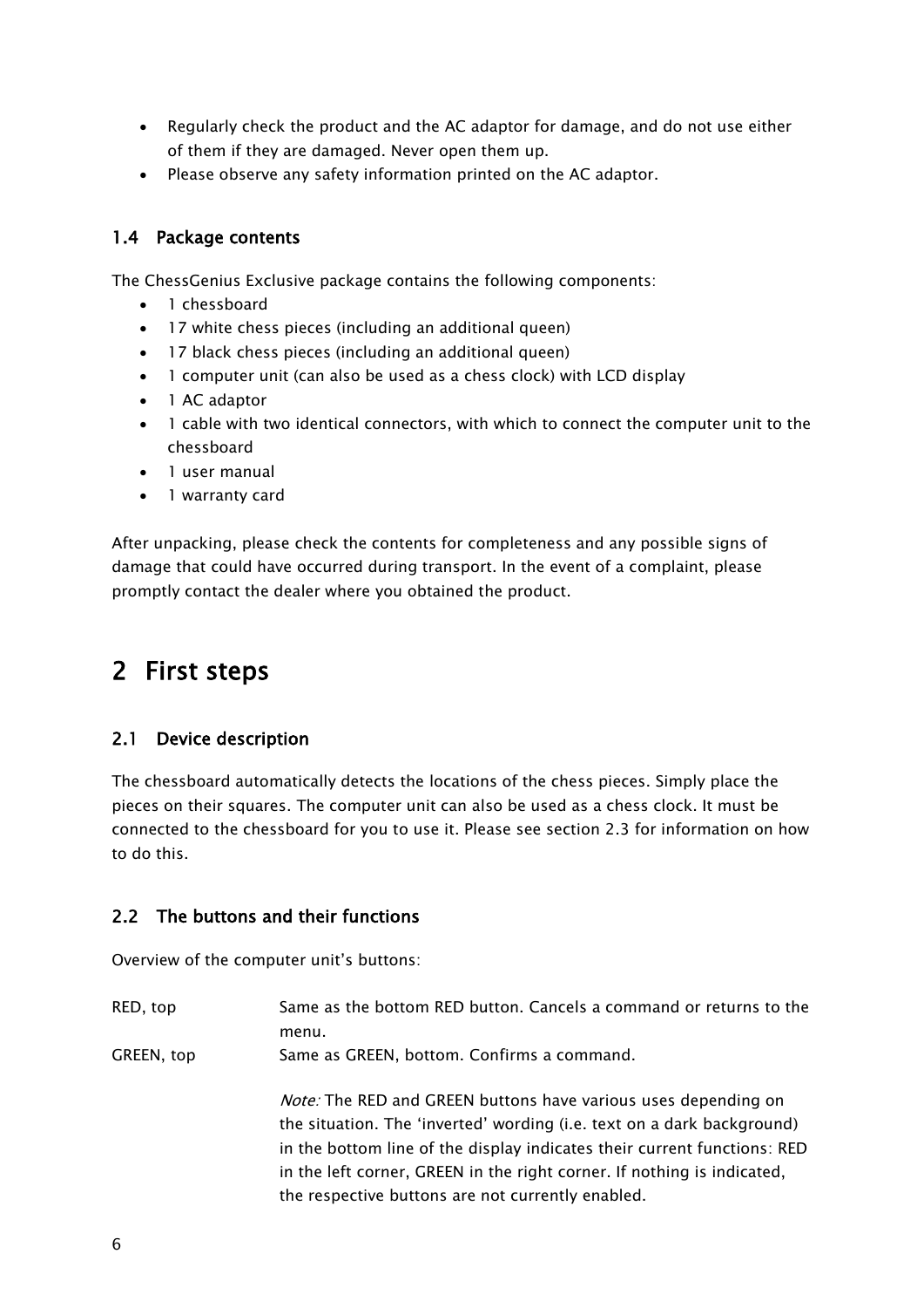- Regularly check the product and the AC adaptor for damage, and do not use either of them if they are damaged. Never open them up.
- Please observe any safety information printed on the AC adaptor.

### 1.4 Package contents

The ChessGenius Exclusive package contains the following components:

- 1 chessboard
- 17 white chess pieces (including an additional queen)
- 17 black chess pieces (including an additional queen)
- 1 computer unit (can also be used as a chess clock) with LCD display
- 1 AC adaptor
- 1 cable with two identical connectors, with which to connect the computer unit to the chessboard
- 1 user manual
- 1 warranty card

After unpacking, please check the contents for completeness and any possible signs of damage that could have occurred during transport. In the event of a complaint, please promptly contact the dealer where you obtained the product.

## 2 First steps

### 2.1 Device description

The chessboard automatically detects the locations of the chess pieces. Simply place the pieces on their squares. The computer unit can also be used as a chess clock. It must be connected to the chessboard for you to use it. Please see section 2.3 for information on how to do this.

### 2.2 The buttons and their functions

Overview of the computer unit's buttons:

| | |
|---|---|
| RED, top | Same as the bottom RED button. Cancels a command or returns to the menu. |
| GREEN, top | Same as GREEN, bottom. Confirms a command. |
| | *Note:* The RED and GREEN buttons have various uses depending on the situation. The 'inverted' wording (i.e. text on a dark background) in the bottom line of the display indicates their current functions: RED in the left corner, GREEN in the right corner. If nothing is indicated, the respective buttons are not currently enabled. |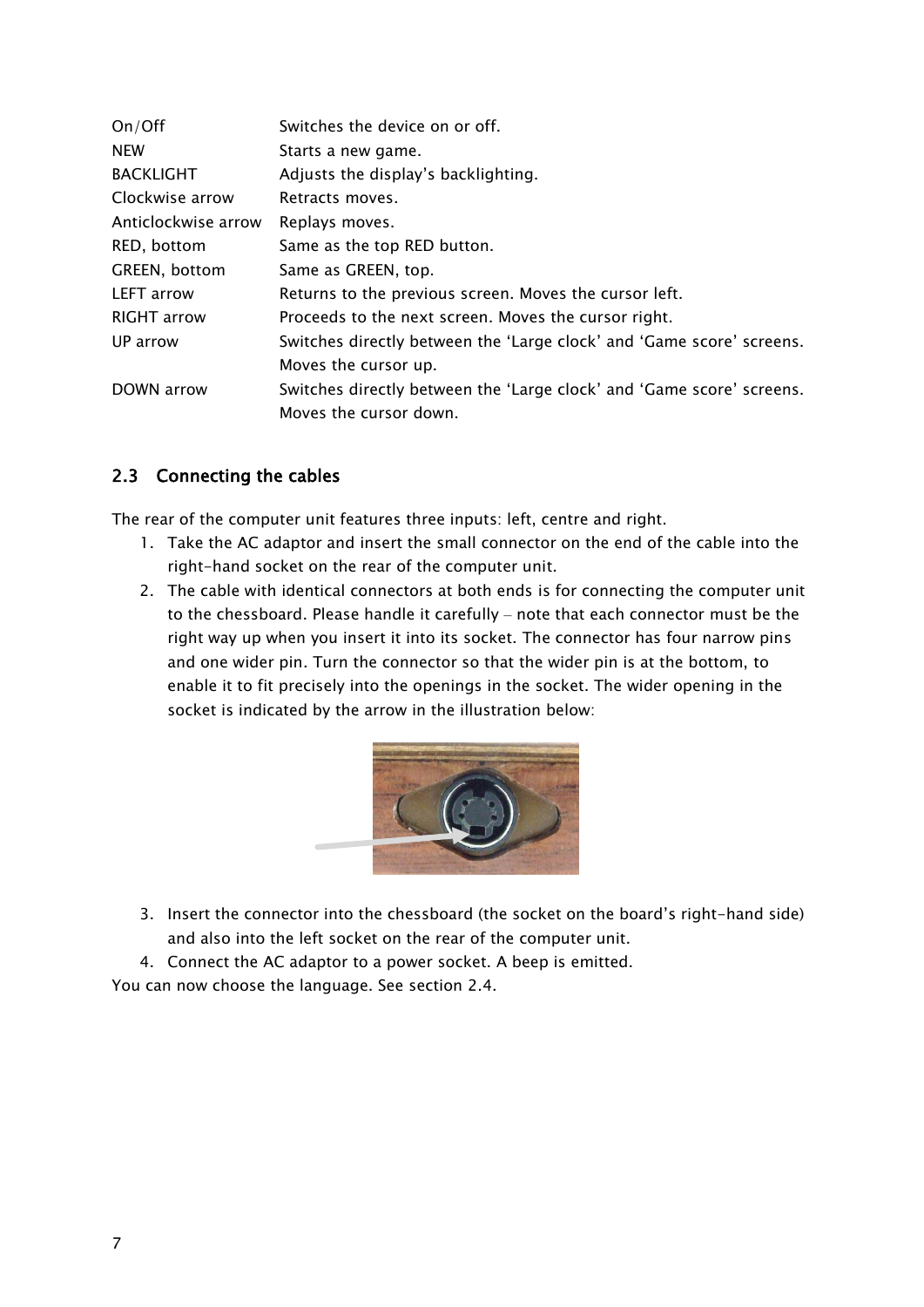| | |
|---|---|
| On/Off | Switches the device on or off. |
| NEW | Starts a new game. |
| BACKLIGHT | Adjusts the display's backlighting. |
| Clockwise arrow | Retracts moves. |
| Anticlockwise arrow | Replays moves. |
| RED, bottom | Same as the top RED button. |
| GREEN, bottom | Same as GREEN, top. |
| LEFT arrow | Returns to the previous screen. Moves the cursor left. |
| RIGHT arrow | Proceeds to the next screen. Moves the cursor right. |
| UP arrow | Switches directly between the 'Large clock' and 'Game score' screens. Moves the cursor up. |
| DOWN arrow | Switches directly between the 'Large clock' and 'Game score' screens. Moves the cursor down. |

## 2.3 Connecting the cables

The rear of the computer unit features three inputs: left, centre and right.

1. Take the AC adaptor and insert the small connector on the end of the cable into the right-hand socket on the rear of the computer unit.
2. The cable with identical connectors at both ends is for connecting the computer unit to the chessboard. Please handle it carefully – note that each connector must be the right way up when you insert it into its socket. The connector has four narrow pins and one wider pin. Turn the connector so that the wider pin is at the bottom, to enable it to fit precisely into the openings in the socket. The wider opening in the socket is indicated by the arrow in the illustration below:
3. Insert the connector into the chessboard (the socket on the board's right-hand side) and also into the left socket on the rear of the computer unit.
4. Connect the AC adaptor to a power socket. A beep is emitted.

You can now choose the language. See section 2.4.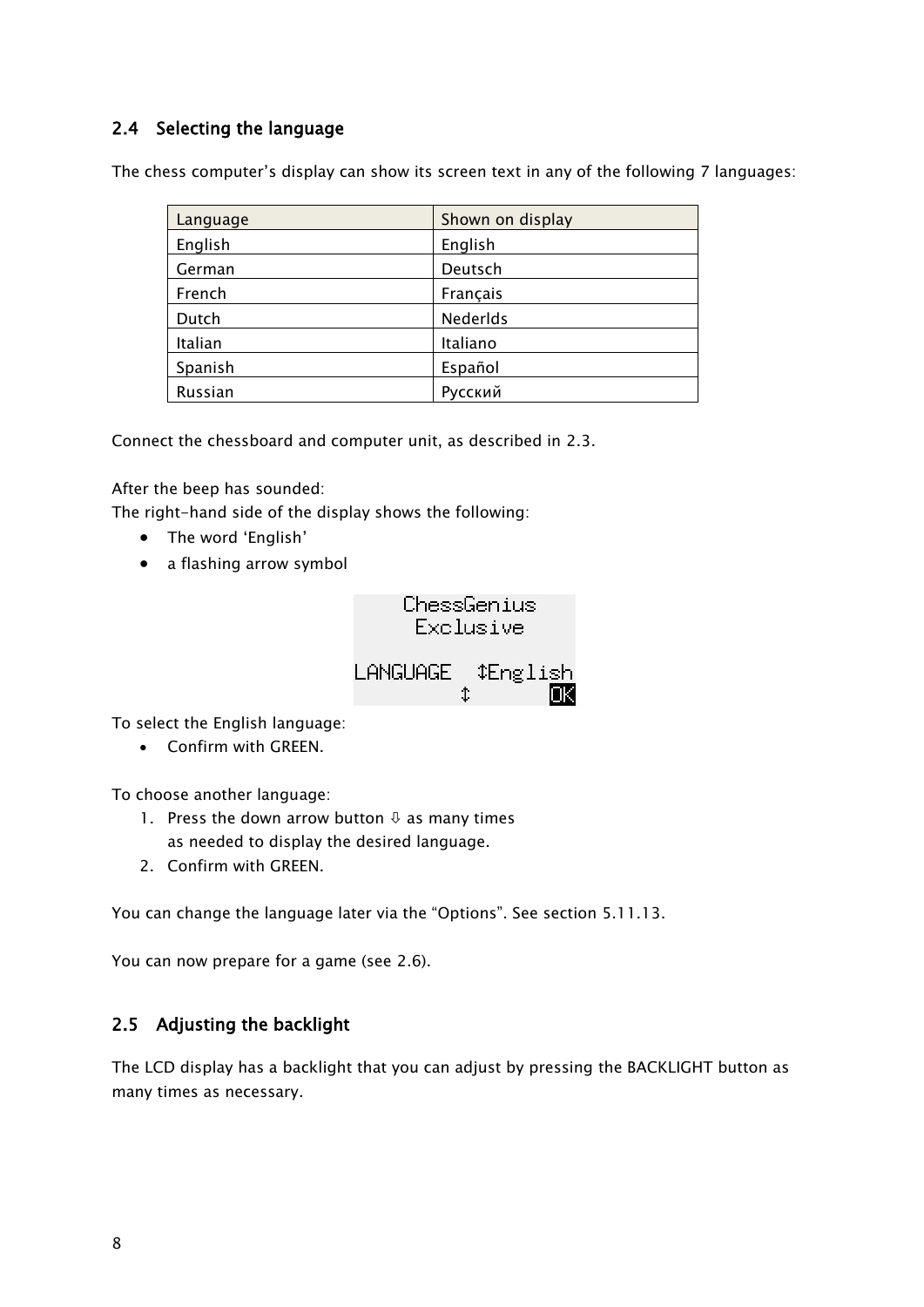## 2.4 Selecting the language

The chess computer's display can show its screen text in any of the following 7 languages:

| Language | Shown on display |
|---|---|
| English | English |
| German | Deutsch |
| French | Français |
| Dutch | Nederlds |
| Italian | Italiano |
| Spanish | Español |
| Russian | Русский |

Connect the chessboard and computer unit, as described in 2.3.

After the beep has sounded:
The right-hand side of the display shows the following:

- The word 'English'
- a flashing arrow symbol

```
ChessGenius
 Exclusive

LANGUAGE  ↕English
      ↕        OK
```

To select the English language:

- Confirm with GREEN.

To choose another language:

1. Press the down arrow button ⇩ as many times as needed to display the desired language.
2. Confirm with GREEN.

You can change the language later via the "Options". See section 5.11.13.

You can now prepare for a game (see 2.6).

## 2.5 Adjusting the backlight

The LCD display has a backlight that you can adjust by pressing the BACKLIGHT button as many times as necessary.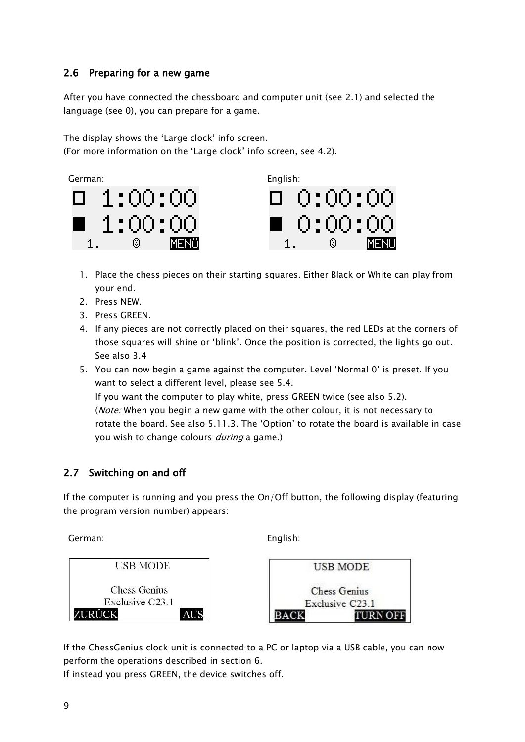## 2.6 Preparing for a new game

After you have connected the chessboard and computer unit (see 2.1) and selected the language (see 0), you can prepare for a game.

The display shows the 'Large clock' info screen.
(For more information on the 'Large clock' info screen, see 4.2).

German:

```
□ 1:00:00
■ 1:00:00
  1.    ©    MENÜ
```

English:

```
□ 0:00:00
■ 0:00:00
  1.    ©    MENU
```

1. Place the chess pieces on their starting squares. Either Black or White can play from your end.
2. Press NEW.
3. Press GREEN.
4. If any pieces are not correctly placed on their squares, the red LEDs at the corners of those squares will shine or 'blink'. Once the position is corrected, the lights go out. See also 3.4
5. You can now begin a game against the computer. Level 'Normal 0' is preset. If you want to select a different level, please see 5.4.
   If you want the computer to play white, press GREEN twice (see also 5.2).
   (*Note:* When you begin a new game with the other colour, it is not necessary to rotate the board. See also 5.11.3. The 'Option' to rotate the board is available in case you wish to change colours *during* a game.)

## 2.7 Switching on and off

If the computer is running and you press the On/Off button, the following display (featuring the program version number) appears:

German:

```
USB MODE

Chess Genius
Exclusive C23.1
ZURÜCK          AUS
```

English:

```
USB MODE

Chess Genius
Exclusive C23.1
BACK       TURN OFF
```

If the ChessGenius clock unit is connected to a PC or laptop via a USB cable, you can now perform the operations described in section 6.
If instead you press GREEN, the device switches off.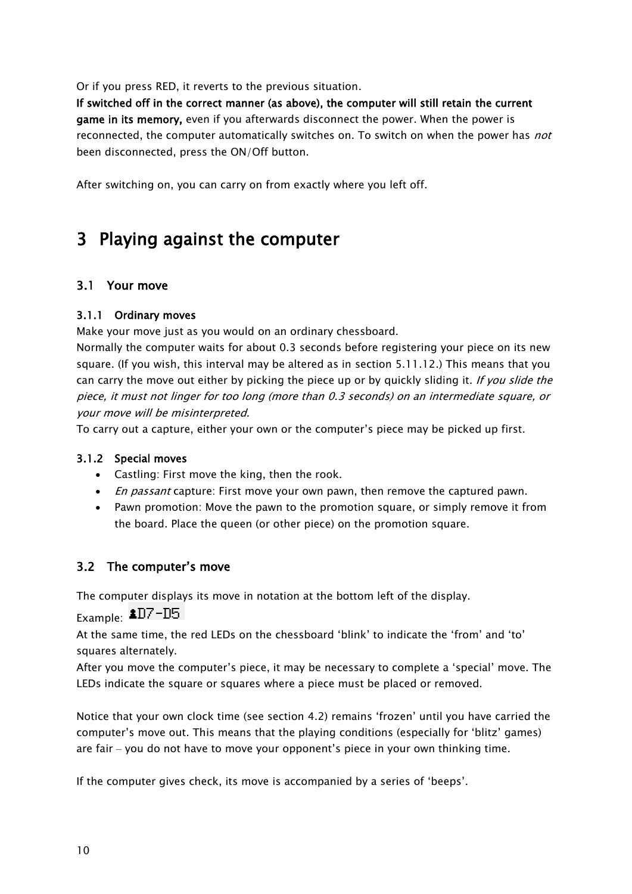Or if you press RED, it reverts to the previous situation.

**If switched off in the correct manner (as above), the computer will still retain the current game in its memory,** even if you afterwards disconnect the power. When the power is reconnected, the computer automatically switches on. To switch on when the power has *not* been disconnected, press the ON/Off button.

After switching on, you can carry on from exactly where you left off.

# 3 Playing against the computer

## 3.1 Your move

### 3.1.1 Ordinary moves

Make your move just as you would on an ordinary chessboard.

Normally the computer waits for about 0.3 seconds before registering your piece on its new square. (If you wish, this interval may be altered as in section 5.11.12.) This means that you can carry the move out either by picking the piece up or by quickly sliding it. *If you slide the piece, it must not linger for too long (more than 0.3 seconds) on an intermediate square, or your move will be misinterpreted.*

To carry out a capture, either your own or the computer's piece may be picked up first.

### 3.1.2 Special moves

- Castling: First move the king, then the rook.
- *En passant* capture: First move your own pawn, then remove the captured pawn.
- Pawn promotion: Move the pawn to the promotion square, or simply remove it from the board. Place the queen (or other piece) on the promotion square.

## 3.2 The computer's move

The computer displays its move in notation at the bottom left of the display.

Example: ♟D7-D5

At the same time, the red LEDs on the chessboard 'blink' to indicate the 'from' and 'to' squares alternately.

After you move the computer's piece, it may be necessary to complete a 'special' move. The LEDs indicate the square or squares where a piece must be placed or removed.

Notice that your own clock time (see section 4.2) remains 'frozen' until you have carried the computer's move out. This means that the playing conditions (especially for 'blitz' games) are fair – you do not have to move your opponent's piece in your own thinking time.

If the computer gives check, its move is accompanied by a series of 'beeps'.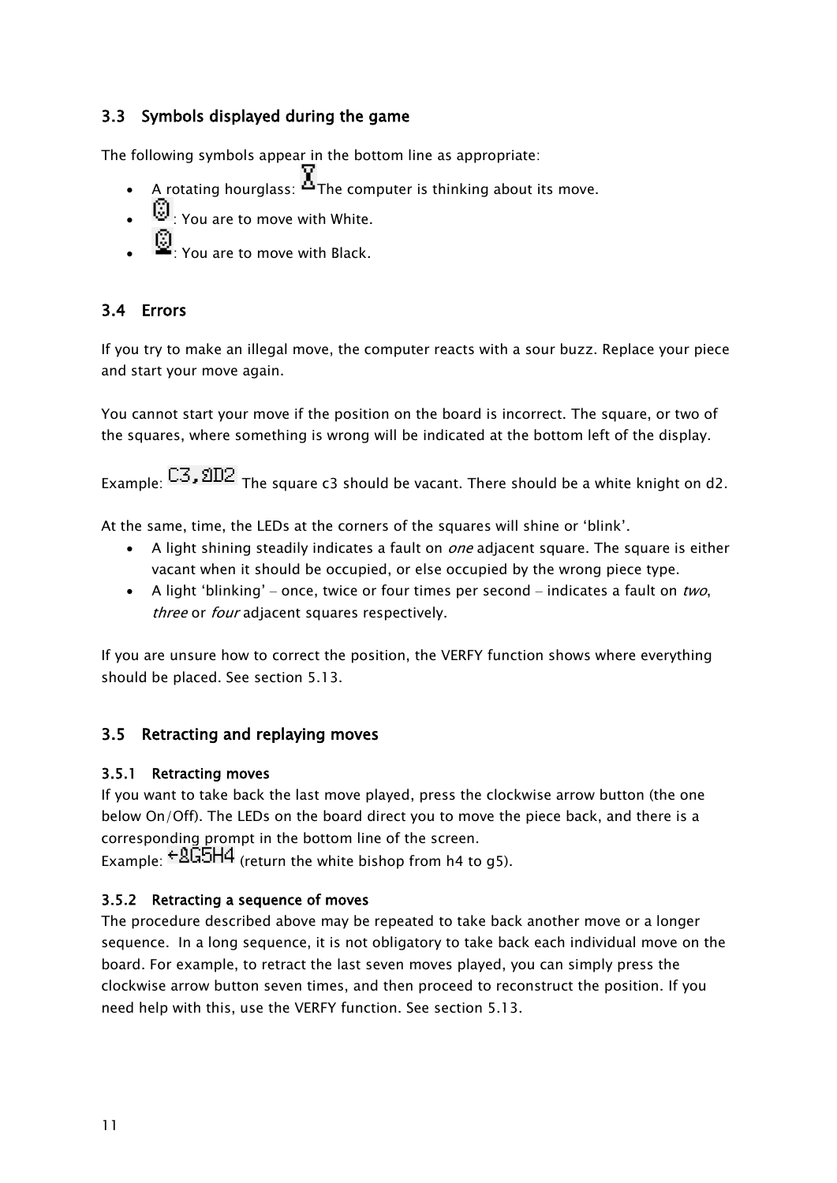## 3.3 Symbols displayed during the game

The following symbols appear in the bottom line as appropriate:

- A rotating hourglass: The computer is thinking about its move.
- : You are to move with White.
- : You are to move with Black.

## 3.4 Errors

If you try to make an illegal move, the computer reacts with a sour buzz. Replace your piece and start your move again.

You cannot start your move if the position on the board is incorrect. The square, or two of the squares, where something is wrong will be indicated at the bottom left of the display.

Example: C3,♘D2 The square c3 should be vacant. There should be a white knight on d2.

At the same, time, the LEDs at the corners of the squares will shine or 'blink'.

- A light shining steadily indicates a fault on *one* adjacent square. The square is either vacant when it should be occupied, or else occupied by the wrong piece type.
- A light 'blinking' – once, twice or four times per second – indicates a fault on *two*, *three* or *four* adjacent squares respectively.

If you are unsure how to correct the position, the VERFY function shows where everything should be placed. See section 5.13.

## 3.5 Retracting and replaying moves

### 3.5.1 Retracting moves

If you want to take back the last move played, press the clockwise arrow button (the one below On/Off). The LEDs on the board direct you to move the piece back, and there is a corresponding prompt in the bottom line of the screen.
Example: ←♗G5H4 (return the white bishop from h4 to g5).

### 3.5.2 Retracting a sequence of moves

The procedure described above may be repeated to take back another move or a longer sequence. In a long sequence, it is not obligatory to take back each individual move on the board. For example, to retract the last seven moves played, you can simply press the clockwise arrow button seven times, and then proceed to reconstruct the position. If you need help with this, use the VERFY function. See section 5.13.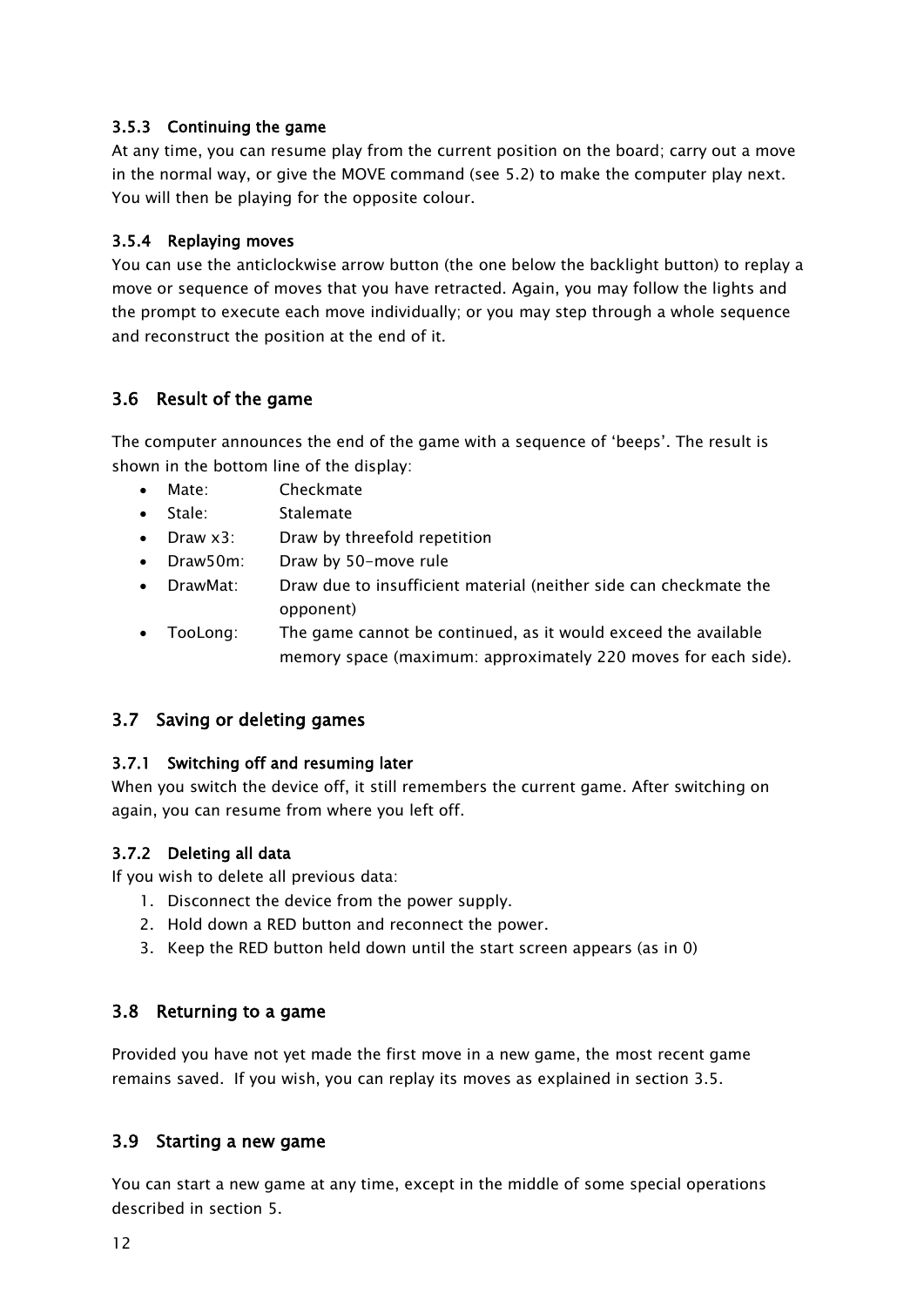#### 3.5.3 Continuing the game

At any time, you can resume play from the current position on the board; carry out a move in the normal way, or give the MOVE command (see 5.2) to make the computer play next. You will then be playing for the opposite colour.

#### 3.5.4 Replaying moves

You can use the anticlockwise arrow button (the one below the backlight button) to replay a move or sequence of moves that you have retracted. Again, you may follow the lights and the prompt to execute each move individually; or you may step through a whole sequence and reconstruct the position at the end of it.

### 3.6 Result of the game

The computer announces the end of the game with a sequence of 'beeps'. The result is shown in the bottom line of the display:

- Mate: Checkmate
- Stale: Stalemate
- Draw x3: Draw by threefold repetition
- Draw50m: Draw by 50-move rule
- DrawMat: Draw due to insufficient material (neither side can checkmate the opponent)
- TooLong: The game cannot be continued, as it would exceed the available memory space (maximum: approximately 220 moves for each side).

### 3.7 Saving or deleting games

#### 3.7.1 Switching off and resuming later

When you switch the device off, it still remembers the current game. After switching on again, you can resume from where you left off.

#### 3.7.2 Deleting all data

If you wish to delete all previous data:

1. Disconnect the device from the power supply.
2. Hold down a RED button and reconnect the power.
3. Keep the RED button held down until the start screen appears (as in 0)

### 3.8 Returning to a game

Provided you have not yet made the first move in a new game, the most recent game remains saved. If you wish, you can replay its moves as explained in section 3.5.

### 3.9 Starting a new game

You can start a new game at any time, except in the middle of some special operations described in section 5.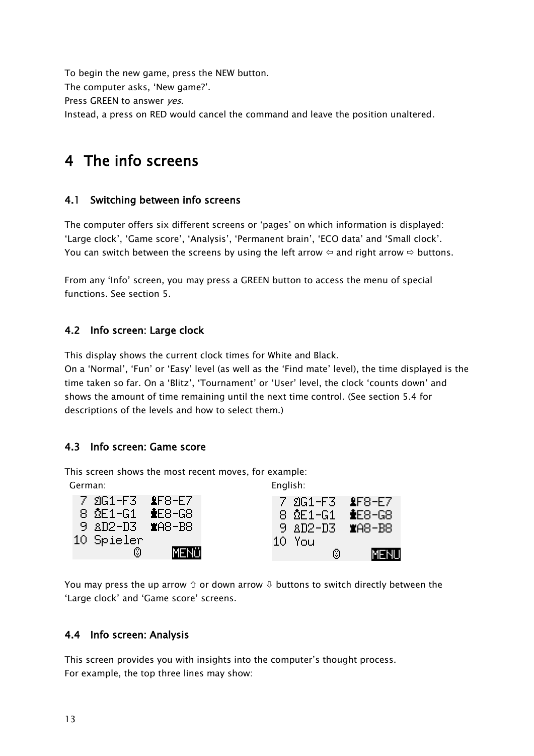To begin the new game, press the NEW button.
The computer asks, 'New game?'.
Press GREEN to answer *yes*.
Instead, a press on RED would cancel the command and leave the position unaltered.

# 4 The info screens

## 4.1 Switching between info screens

The computer offers six different screens or 'pages' on which information is displayed: 'Large clock', 'Game score', 'Analysis', 'Permanent brain', 'ECO data' and 'Small clock'. You can switch between the screens by using the left arrow ⇦ and right arrow ⇨ buttons.

From any 'Info' screen, you may press a GREEN button to access the menu of special functions. See section 5.

## 4.2 Info screen: Large clock

This display shows the current clock times for White and Black.
On a 'Normal', 'Fun' or 'Easy' level (as well as the 'Find mate' level), the time displayed is the time taken so far. On a 'Blitz', 'Tournament' or 'User' level, the clock 'counts down' and shows the amount of time remaining until the next time control. (See section 5.4 for descriptions of the levels and how to select them.)

## 4.3 Info screen: Game score

This screen shows the most recent moves, for example:

German:

```
 7 ♘G1-F3  ♝F8-E7
 8 ♔E1-G1  ♚E8-G8
 9 ♙D2-D3  ♜A8-B8
10 Spieler
          ◎    MENÜ
```

English:

```
 7 ♘G1-F3  ♝F8-E7
 8 ♔E1-G1  ♚E8-G8
 9 ♙D2-D3  ♜A8-B8
10 You
          ◎    MENU
```

You may press the up arrow ⇧ or down arrow ⇩ buttons to switch directly between the 'Large clock' and 'Game score' screens.

## 4.4 Info screen: Analysis

This screen provides you with insights into the computer's thought process.
For example, the top three lines may show: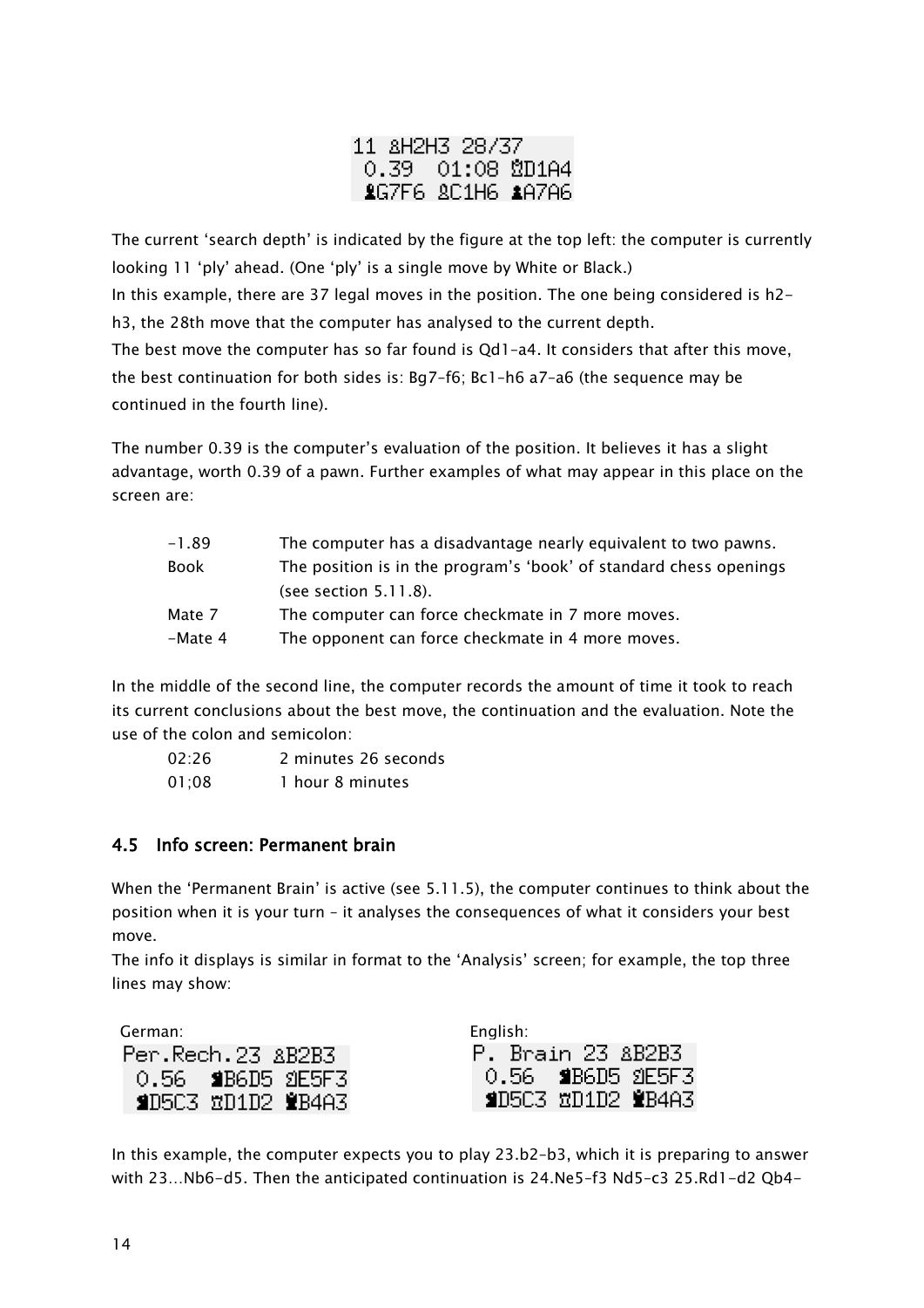```
11 ♙H2H3 28/37
 0.39  01:08 ♕D1A4
 ♝G7F6 ♗C1H6 ♟A7A6
```

The current 'search depth' is indicated by the figure at the top left: the computer is currently looking 11 'ply' ahead. (One 'ply' is a single move by White or Black.)

In this example, there are 37 legal moves in the position. The one being considered is h2-h3, the 28th move that the computer has analysed to the current depth.

The best move the computer has so far found is Qd1–a4. It considers that after this move, the best continuation for both sides is: Bg7–f6; Bc1–h6 a7–a6 (the sequence may be continued in the fourth line).

The number 0.39 is the computer's evaluation of the position. It believes it has a slight advantage, worth 0.39 of a pawn. Further examples of what may appear in this place on the screen are:

| | |
|---|---|
| -1.89 | The computer has a disadvantage nearly equivalent to two pawns. |
| Book | The position is in the program's 'book' of standard chess openings (see section 5.11.8). |
| Mate 7 | The computer can force checkmate in 7 more moves. |
| -Mate 4 | The opponent can force checkmate in 4 more moves. |

In the middle of the second line, the computer records the amount of time it took to reach its current conclusions about the best move, the continuation and the evaluation. Note the use of the colon and semicolon:

| | |
|---|---|
| 02:26 | 2 minutes 26 seconds |
| 01;08 | 1 hour 8 minutes |

## 4.5 Info screen: Permanent brain

When the 'Permanent Brain' is active (see 5.11.5), the computer continues to think about the position when it is your turn – it analyses the consequences of what it considers your best move.

The info it displays is similar in format to the 'Analysis' screen; for example, the top three lines may show:

German:

```
Per.Rech.23 ♙B2B3
 0.56  ♞B6D5 ♘E5F3
 ♞D5C3 ♖D1D2 ♛B4A3
```

English:

```
P. Brain 23 ♙B2B3
 0.56  ♞B6D5 ♘E5F3
 ♞D5C3 ♖D1D2 ♛B4A3
```

In this example, the computer expects you to play 23.b2–b3, which it is preparing to answer with 23…Nb6–d5. Then the anticipated continuation is 24.Ne5–f3 Nd5–c3 25.Rd1–d2 Qb4-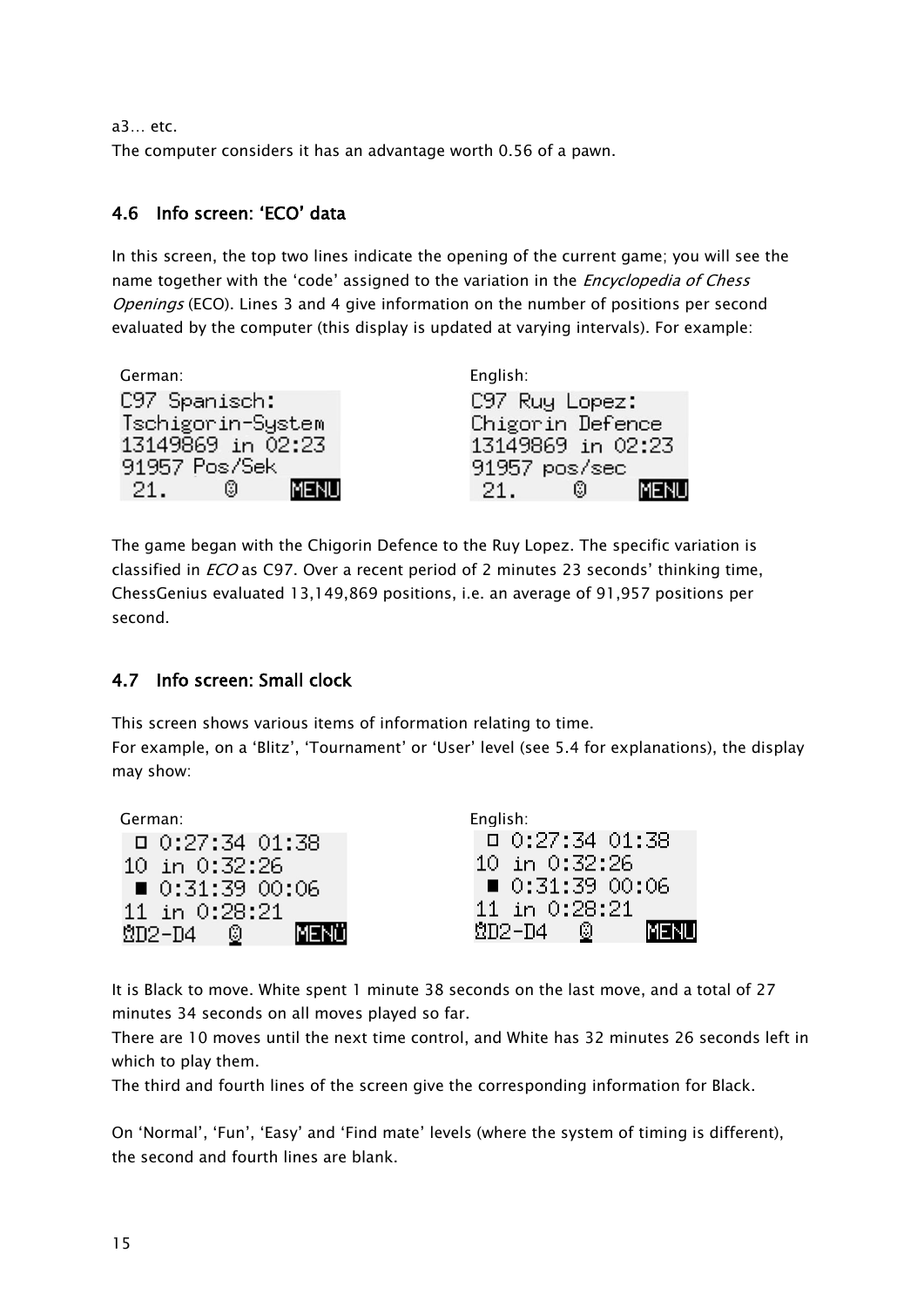a3… etc.
The computer considers it has an advantage worth 0.56 of a pawn.

### 4.6 Info screen: 'ECO' data

In this screen, the top two lines indicate the opening of the current game; you will see the name together with the 'code' assigned to the variation in the *Encyclopedia of Chess Openings* (ECO). Lines 3 and 4 give information on the number of positions per second evaluated by the computer (this display is updated at varying intervals). For example:

German:

```
C97 Spanisch:
Tschigorin-System
13149869 in 02:23
91957 Pos/Sek
 21.     ©     MENU
```

English:

```
C97 Ruy Lopez:
Chigorin Defence
13149869 in 02:23
91957 pos/sec
 21.     ©     MENU
```

The game began with the Chigorin Defence to the Ruy Lopez. The specific variation is classified in *ECO* as C97. Over a recent period of 2 minutes 23 seconds' thinking time, ChessGenius evaluated 13,149,869 positions, i.e. an average of 91,957 positions per second.

### 4.7 Info screen: Small clock

This screen shows various items of information relating to time.
For example, on a 'Blitz', 'Tournament' or 'User' level (see 5.4 for explanations), the display may show:

German:

```
 □ 0:27:34 01:38
10 in 0:32:26
 ■ 0:31:39 00:06
11 in 0:28:21
♙D2-D4  ©     MENÜ
```

English:

```
 □ 0:27:34 01:38
10 in 0:32:26
 ■ 0:31:39 00:06
11 in 0:28:21
♙D2-D4  ©     MENU
```

It is Black to move. White spent 1 minute 38 seconds on the last move, and a total of 27 minutes 34 seconds on all moves played so far.
There are 10 moves until the next time control, and White has 32 minutes 26 seconds left in which to play them.
The third and fourth lines of the screen give the corresponding information for Black.

On 'Normal', 'Fun', 'Easy' and 'Find mate' levels (where the system of timing is different), the second and fourth lines are blank.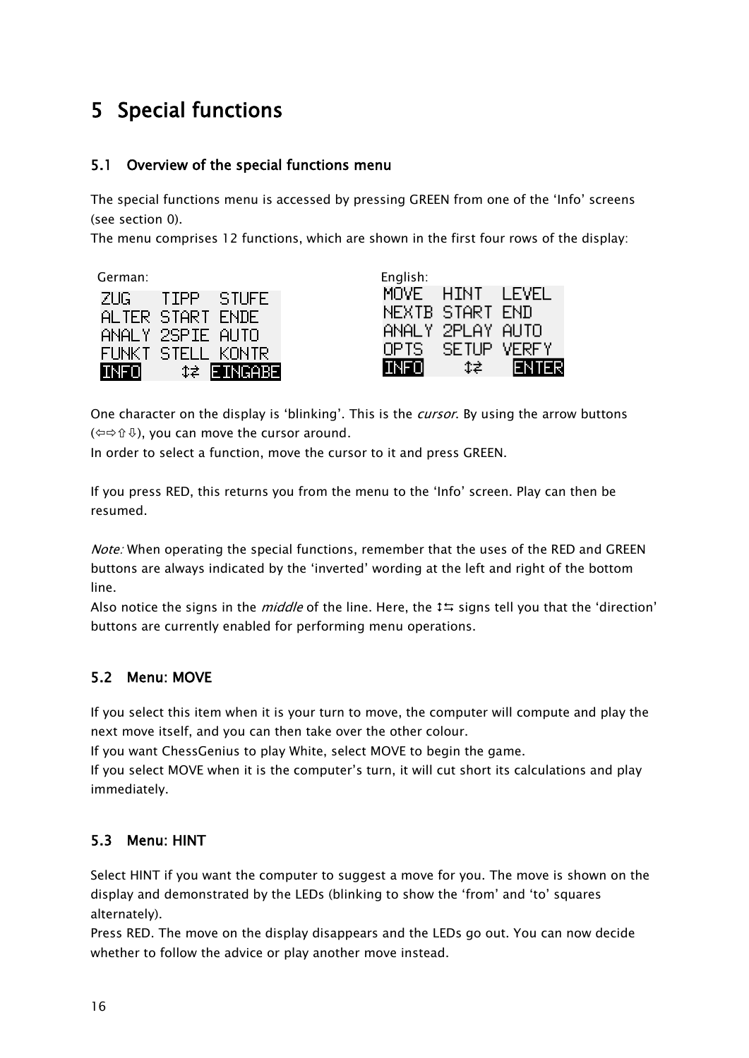# 5 Special functions

## 5.1 Overview of the special functions menu

The special functions menu is accessed by pressing GREEN from one of the 'Info' screens (see section 0).
The menu comprises 12 functions, which are shown in the first four rows of the display:

German:

```
ZUG   TIPP  STUFE
ALTER START ENDE
ANALY 2SPIE AUTO
FUNKT STELL KONTR
INFO     ↕⇄ EINGABE
```

English:

```
MOVE  HINT  LEVEL
NEXTB START END
ANALY 2PLAY AUTO
OPTS  SETUP VERFY
INFO    ↕⇄  ENTER
```

One character on the display is 'blinking'. This is the *cursor*. By using the arrow buttons (⇦⇨⇧⇩), you can move the cursor around.
In order to select a function, move the cursor to it and press GREEN.

If you press RED, this returns you from the menu to the 'Info' screen. Play can then be resumed.

*Note:* When operating the special functions, remember that the uses of the RED and GREEN buttons are always indicated by the 'inverted' wording at the left and right of the bottom line.
Also notice the signs in the *middle* of the line. Here, the ↕⇆ signs tell you that the 'direction' buttons are currently enabled for performing menu operations.

## 5.2 Menu: MOVE

If you select this item when it is your turn to move, the computer will compute and play the next move itself, and you can then take over the other colour.
If you want ChessGenius to play White, select MOVE to begin the game.
If you select MOVE when it is the computer's turn, it will cut short its calculations and play immediately.

## 5.3 Menu: HINT

Select HINT if you want the computer to suggest a move for you. The move is shown on the display and demonstrated by the LEDs (blinking to show the 'from' and 'to' squares alternately).
Press RED. The move on the display disappears and the LEDs go out. You can now decide whether to follow the advice or play another move instead.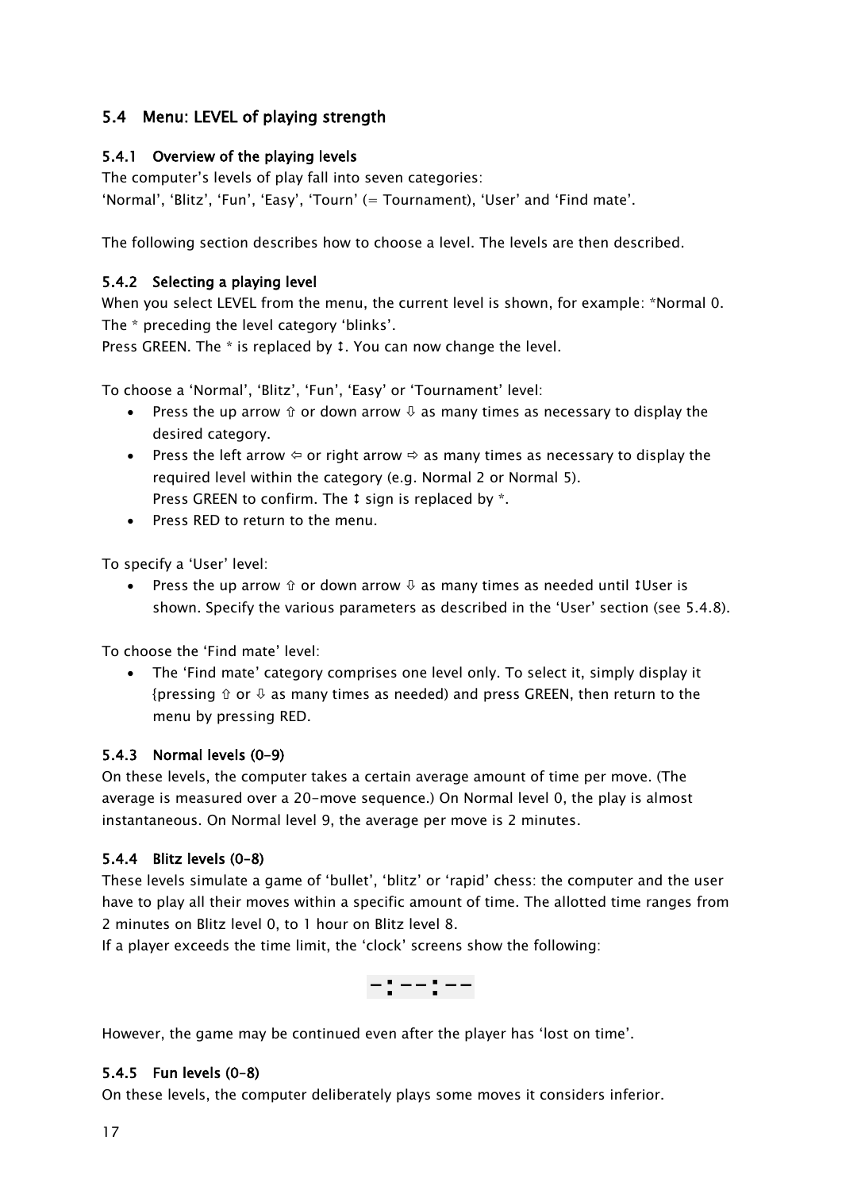## 5.4 Menu: LEVEL of playing strength

### 5.4.1 Overview of the playing levels

The computer's levels of play fall into seven categories:
'Normal', 'Blitz', 'Fun', 'Easy', 'Tourn' (= Tournament), 'User' and 'Find mate'.

The following section describes how to choose a level. The levels are then described.

### 5.4.2 Selecting a playing level

When you select LEVEL from the menu, the current level is shown, for example: *Normal 0. The * preceding the level category 'blinks'.
Press GREEN. The * is replaced by ↕. You can now change the level.

To choose a 'Normal', 'Blitz', 'Fun', 'Easy' or 'Tournament' level:

- Press the up arrow ⇧ or down arrow ⇩ as many times as necessary to display the desired category.
- Press the left arrow ⇦ or right arrow ⇨ as many times as necessary to display the required level within the category (e.g. Normal 2 or Normal 5).
  Press GREEN to confirm. The ↕ sign is replaced by *.
- Press RED to return to the menu.

To specify a 'User' level:

- Press the up arrow ⇧ or down arrow ⇩ as many times as needed until ↕User is shown. Specify the various parameters as described in the 'User' section (see 5.4.8).

To choose the 'Find mate' level:

- The 'Find mate' category comprises one level only. To select it, simply display it {pressing ⇧ or ⇩ as many times as needed) and press GREEN, then return to the menu by pressing RED.

### 5.4.3 Normal levels (0-9)

On these levels, the computer takes a certain average amount of time per move. (The average is measured over a 20-move sequence.) On Normal level 0, the play is almost instantaneous. On Normal level 9, the average per move is 2 minutes.

### 5.4.4 Blitz levels (0-8)

These levels simulate a game of 'bullet', 'blitz' or 'rapid' chess: the computer and the user have to play all their moves within a specific amount of time. The allotted time ranges from 2 minutes on Blitz level 0, to 1 hour on Blitz level 8.
If a player exceeds the time limit, the 'clock' screens show the following:

-:--:--

However, the game may be continued even after the player has 'lost on time'.

### 5.4.5 Fun levels (0-8)

On these levels, the computer deliberately plays some moves it considers inferior.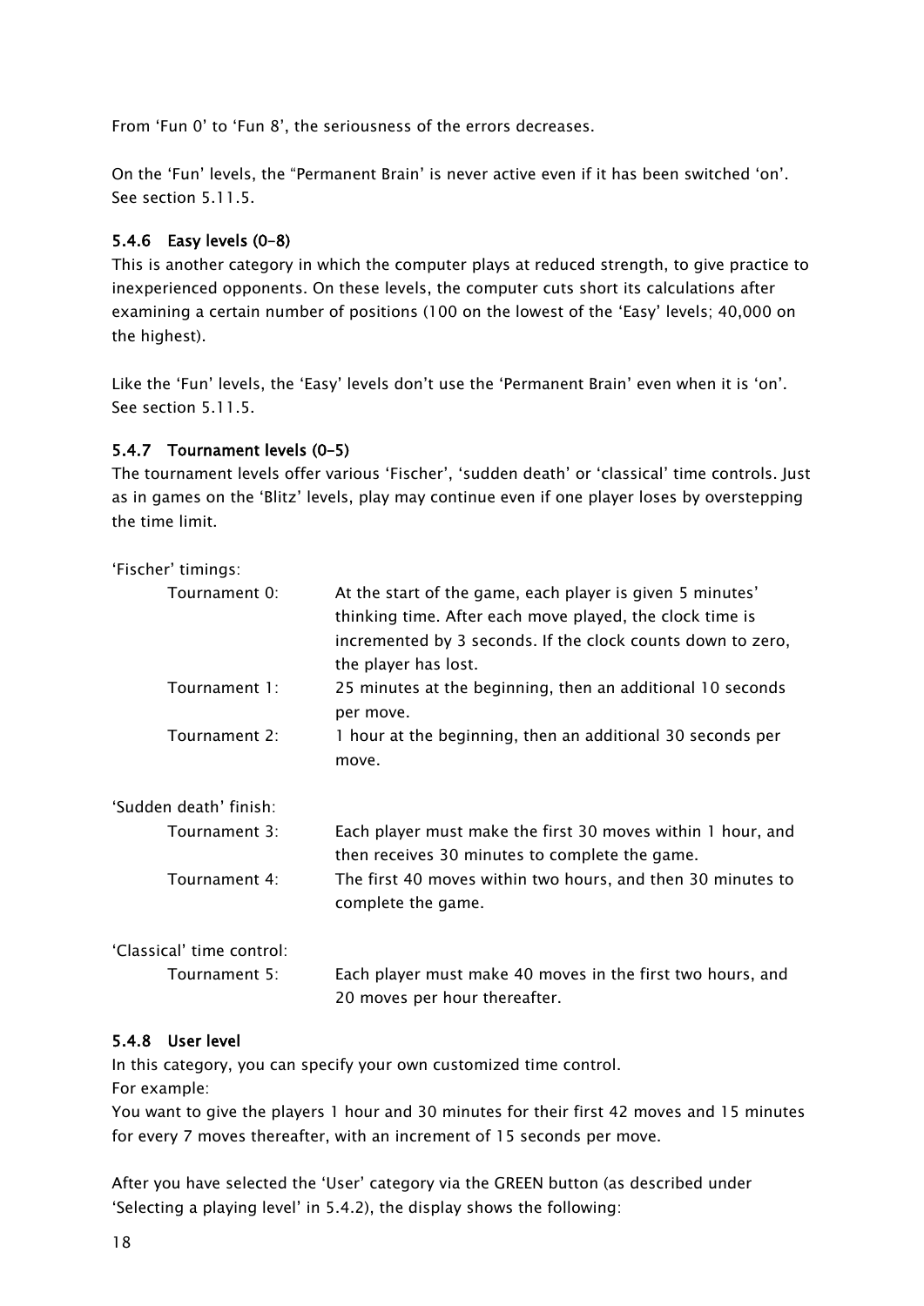From ‘Fun 0’ to ‘Fun 8’, the seriousness of the errors decreases.

On the ‘Fun’ levels, the “Permanent Brain’ is never active even if it has been switched ‘on’. See section 5.11.5.

### 5.4.6 Easy levels (0-8)

This is another category in which the computer plays at reduced strength, to give practice to inexperienced opponents. On these levels, the computer cuts short its calculations after examining a certain number of positions (100 on the lowest of the ‘Easy’ levels; 40,000 on the highest).

Like the ‘Fun’ levels, the ‘Easy’ levels don’t use the ‘Permanent Brain’ even when it is ‘on’. See section 5.11.5.

### 5.4.7 Tournament levels (0-5)

The tournament levels offer various ‘Fischer’, ‘sudden death’ or ‘classical’ time controls. Just as in games on the ‘Blitz’ levels, play may continue even if one player loses by overstepping the time limit.

‘Fischer’ timings:

| | |
|---|---|
| Tournament 0: | At the start of the game, each player is given 5 minutes’ thinking time. After each move played, the clock time is incremented by 3 seconds. If the clock counts down to zero, the player has lost. |
| Tournament 1: | 25 minutes at the beginning, then an additional 10 seconds per move. |
| Tournament 2: | 1 hour at the beginning, then an additional 30 seconds per move. |

‘Sudden death’ finish:

| | |
|---|---|
| Tournament 3: | Each player must make the first 30 moves within 1 hour, and then receives 30 minutes to complete the game. |
| Tournament 4: | The first 40 moves within two hours, and then 30 minutes to complete the game. |

‘Classical’ time control:

| | |
|---|---|
| Tournament 5: | Each player must make 40 moves in the first two hours, and 20 moves per hour thereafter. |

### 5.4.8 User level

In this category, you can specify your own customized time control.
For example:
You want to give the players 1 hour and 30 minutes for their first 42 moves and 15 minutes for every 7 moves thereafter, with an increment of 15 seconds per move.

After you have selected the ‘User’ category via the GREEN button (as described under ‘Selecting a playing level’ in 5.4.2), the display shows the following: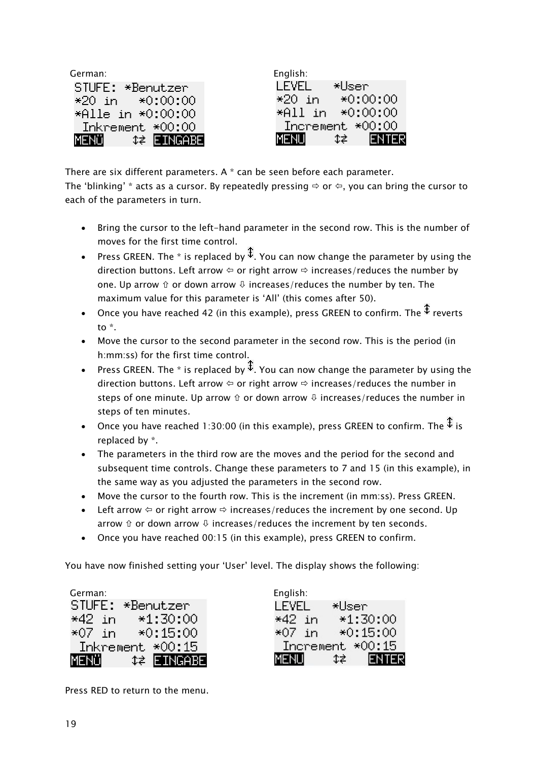German:

```
STUFE: *Benutzer
*20 in   *0:00:00
*Alle in *0:00:00
 Inkrement *00:00
MENÜ    ⇕⇄ EINGABE
```

English:

```
LEVEL    *User
*20 in   *0:00:00
*All in  *0:00:00
 Increment *00:00
MENU    ⇕⇄   ENTER
```

There are six different parameters. A * can be seen before each parameter.
The 'blinking' * acts as a cursor. By repeatedly pressing ⇨ or ⇦, you can bring the cursor to each of the parameters in turn.

- Bring the cursor to the left-hand parameter in the second row. This is the number of moves for the first time control.
- Press GREEN. The * is replaced by ⇕. You can now change the parameter by using the direction buttons. Left arrow ⇦ or right arrow ⇨ increases/reduces the number by one. Up arrow ⇧ or down arrow ⇩ increases/reduces the number by ten. The maximum value for this parameter is 'All' (this comes after 50).
- Once you have reached 42 (in this example), press GREEN to confirm. The ⇕ reverts to *.
- Move the cursor to the second parameter in the second row. This is the period (in h:mm:ss) for the first time control.
- Press GREEN. The * is replaced by ⇕. You can now change the parameter by using the direction buttons. Left arrow ⇦ or right arrow ⇨ increases/reduces the number in steps of one minute. Up arrow ⇧ or down arrow ⇩ increases/reduces the number in steps of ten minutes.
- Once you have reached 1:30:00 (in this example), press GREEN to confirm. The ⇕ is replaced by *.
- The parameters in the third row are the moves and the period for the second and subsequent time controls. Change these parameters to 7 and 15 (in this example), in the same way as you adjusted the parameters in the second row.
- Move the cursor to the fourth row. This is the increment (in mm:ss). Press GREEN.
- Left arrow ⇦ or right arrow ⇨ increases/reduces the increment by one second. Up arrow ⇧ or down arrow ⇩ increases/reduces the increment by ten seconds.
- Once you have reached 00:15 (in this example), press GREEN to confirm.

You have now finished setting your 'User' level. The display shows the following:

German:

```
STUFE: *Benutzer
*42 in   *1:30:00
*07 in   *0:15:00
 Inkrement *00:15
MENÜ    ⇕⇄ EINGABE
```

English:

```
LEVEL    *User
*42 in   *1:30:00
*07 in   *0:15:00
 Increment *00:15
MENU    ⇕⇄   ENTER
```

Press RED to return to the menu.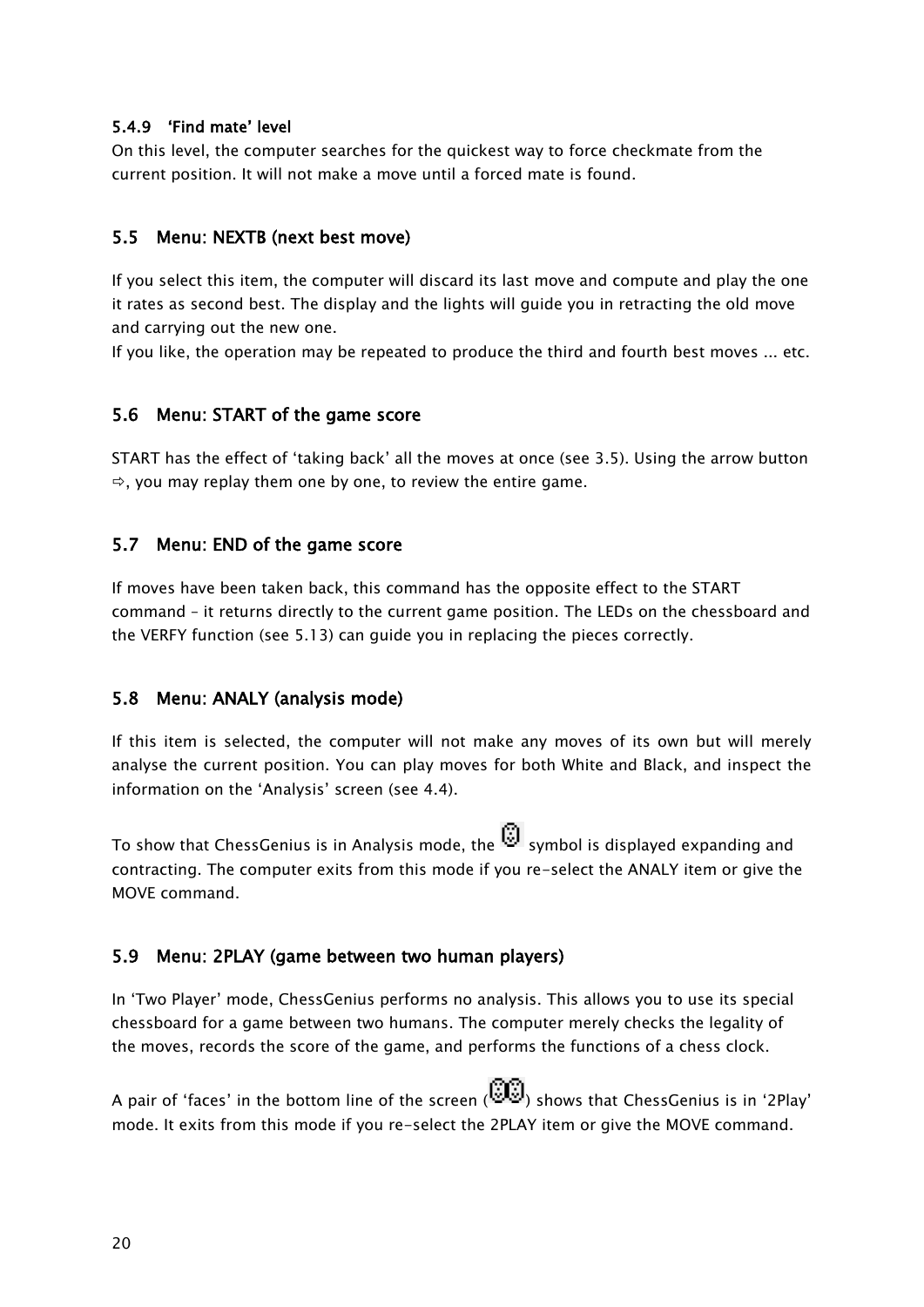#### 5.4.9 'Find mate' level

On this level, the computer searches for the quickest way to force checkmate from the current position. It will not make a move until a forced mate is found.

### 5.5 Menu: NEXTB (next best move)

If you select this item, the computer will discard its last move and compute and play the one it rates as second best. The display and the lights will guide you in retracting the old move and carrying out the new one.

If you like, the operation may be repeated to produce the third and fourth best moves ... etc.

### 5.6 Menu: START of the game score

START has the effect of 'taking back' all the moves at once (see 3.5). Using the arrow button ⇨, you may replay them one by one, to review the entire game.

### 5.7 Menu: END of the game score

If moves have been taken back, this command has the opposite effect to the START command – it returns directly to the current game position. The LEDs on the chessboard and the VERFY function (see 5.13) can guide you in replacing the pieces correctly.

### 5.8 Menu: ANALY (analysis mode)

If this item is selected, the computer will not make any moves of its own but will merely analyse the current position. You can play moves for both White and Black, and inspect the information on the 'Analysis' screen (see 4.4).

To show that ChessGenius is in Analysis mode, the symbol is displayed expanding and contracting. The computer exits from this mode if you re-select the ANALY item or give the MOVE command.

### 5.9 Menu: 2PLAY (game between two human players)

In 'Two Player' mode, ChessGenius performs no analysis. This allows you to use its special chessboard for a game between two humans. The computer merely checks the legality of the moves, records the score of the game, and performs the functions of a chess clock.

A pair of 'faces' in the bottom line of the screen () shows that ChessGenius is in '2Play' mode. It exits from this mode if you re-select the 2PLAY item or give the MOVE command.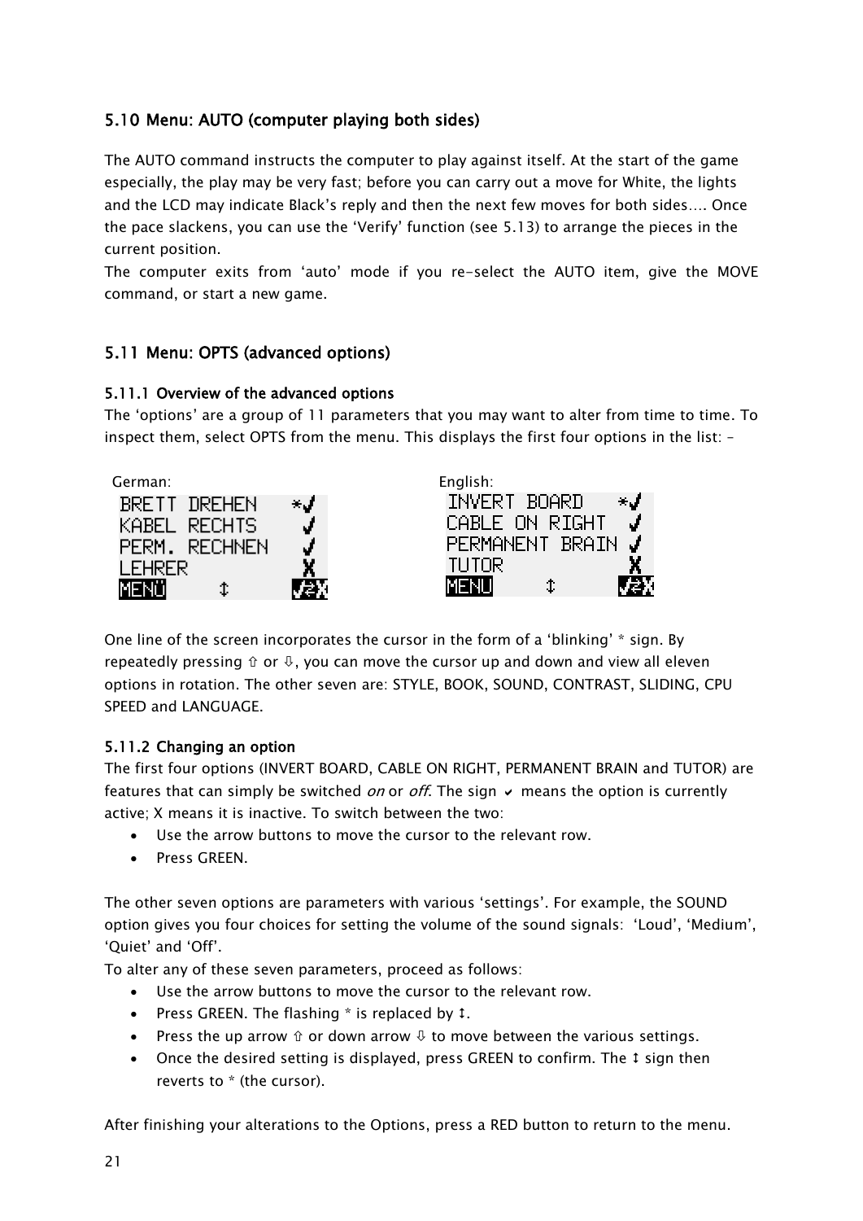## 5.10 Menu: AUTO (computer playing both sides)

The AUTO command instructs the computer to play against itself. At the start of the game especially, the play may be very fast; before you can carry out a move for White, the lights and the LCD may indicate Black's reply and then the next few moves for both sides…. Once the pace slackens, you can use the 'Verify' function (see 5.13) to arrange the pieces in the current position.
The computer exits from 'auto' mode if you re-select the AUTO item, give the MOVE command, or start a new game.

## 5.11 Menu: OPTS (advanced options)

### 5.11.1 Overview of the advanced options

The 'options' are a group of 11 parameters that you may want to alter from time to time. To inspect them, select OPTS from the menu. This displays the first four options in the list: –

German:

```
BRETT DREHEN    *✓
KABEL RECHTS     ✓
PERM. RECHNEN    ✓
LEHRER           X
MENÜ     ↕      ✓/X
```

English:

```
INVERT BOARD    *✓
CABLE ON RIGHT   ✓
PERMANENT BRAIN  ✓
TUTOR            X
MENU     ↕      ✓/X
```

One line of the screen incorporates the cursor in the form of a 'blinking' * sign. By repeatedly pressing ⇧ or ⇩, you can move the cursor up and down and view all eleven options in rotation. The other seven are: STYLE, BOOK, SOUND, CONTRAST, SLIDING, CPU SPEED and LANGUAGE.

### 5.11.2 Changing an option

The first four options (INVERT BOARD, CABLE ON RIGHT, PERMANENT BRAIN and TUTOR) are features that can simply be switched *on* or *off*. The sign ✔ means the option is currently active; X means it is inactive. To switch between the two:

- Use the arrow buttons to move the cursor to the relevant row.
- Press GREEN.

The other seven options are parameters with various 'settings'. For example, the SOUND option gives you four choices for setting the volume of the sound signals: 'Loud', 'Medium', 'Quiet' and 'Off'.
To alter any of these seven parameters, proceed as follows:

- Use the arrow buttons to move the cursor to the relevant row.
- Press GREEN. The flashing * is replaced by ↕.
- Press the up arrow ⇧ or down arrow ⇩ to move between the various settings.
- Once the desired setting is displayed, press GREEN to confirm. The ↕ sign then reverts to * (the cursor).

After finishing your alterations to the Options, press a RED button to return to the menu.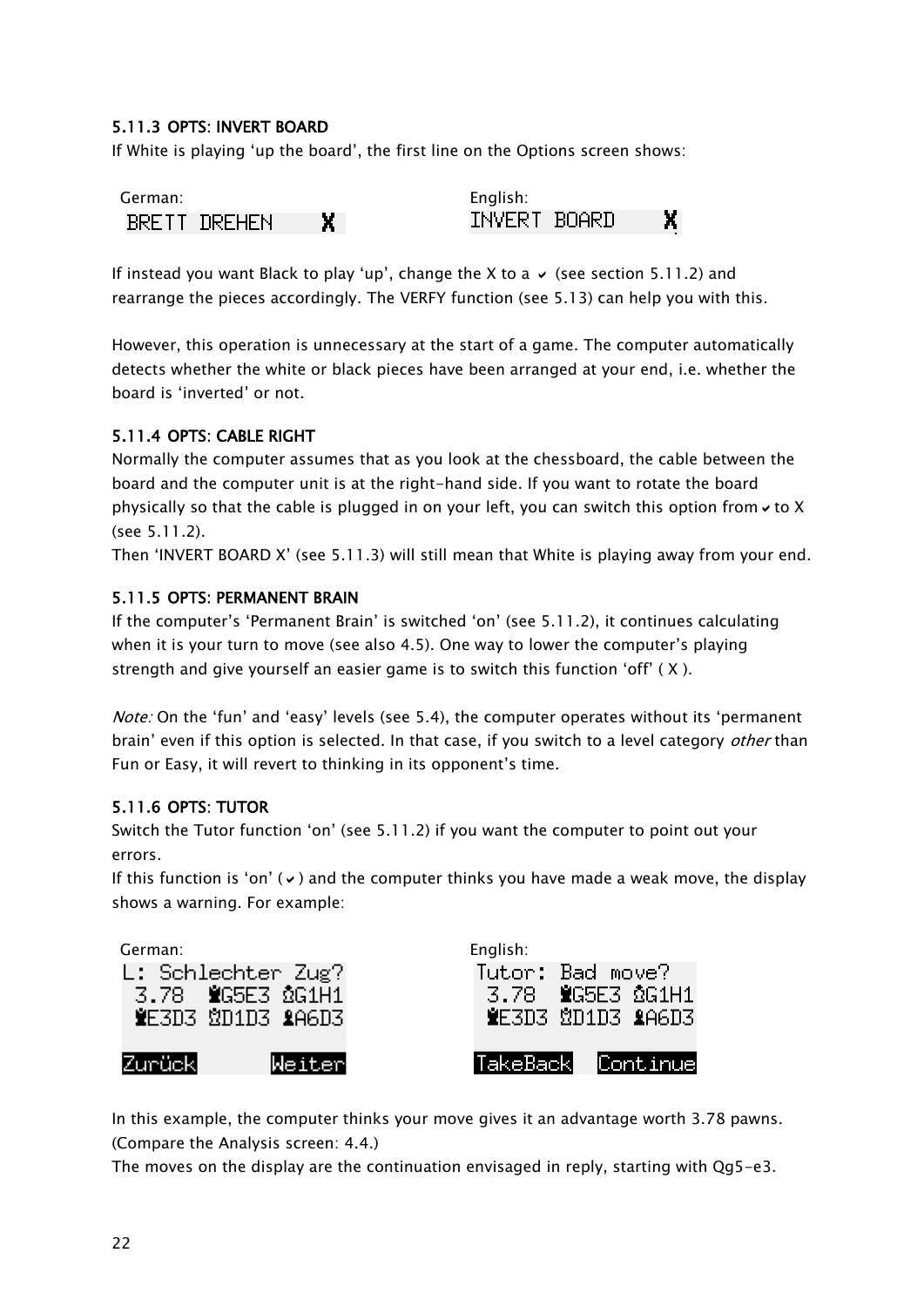### 5.11.3 OPTS: INVERT BOARD

If White is playing 'up the board', the first line on the Options screen shows:

| German: | English: |
|---|---|
| BRETT DREHEN X | INVERT BOARD X |

If instead you want Black to play 'up', change the X to a ✔ (see section 5.11.2) and rearrange the pieces accordingly. The VERFY function (see 5.13) can help you with this.

However, this operation is unnecessary at the start of a game. The computer automatically detects whether the white or black pieces have been arranged at your end, i.e. whether the board is 'inverted' or not.

### 5.11.4 OPTS: CABLE RIGHT

Normally the computer assumes that as you look at the chessboard, the cable between the board and the computer unit is at the right-hand side. If you want to rotate the board physically so that the cable is plugged in on your left, you can switch this option from ✔ to X (see 5.11.2).

Then 'INVERT BOARD X' (see 5.11.3) will still mean that White is playing away from your end.

### 5.11.5 OPTS: PERMANENT BRAIN

If the computer's 'Permanent Brain' is switched 'on' (see 5.11.2), it continues calculating when it is your turn to move (see also 4.5). One way to lower the computer's playing strength and give yourself an easier game is to switch this function 'off' ( X ).

*Note:* On the 'fun' and 'easy' levels (see 5.4), the computer operates without its 'permanent brain' even if this option is selected. In that case, if you switch to a level category *other* than Fun or Easy, it will revert to thinking in its opponent's time.

### 5.11.6 OPTS: TUTOR

Switch the Tutor function 'on' (see 5.11.2) if you want the computer to point out your errors.

If this function is 'on' (✔) and the computer thinks you have made a weak move, the display shows a warning. For example:

German:

```
L: Schlechter Zug?
 3.78  ♛G5E3 ♔G1H1
 ♛E3D3 ♔D1D3 ♝A6D3

Zurück        Weiter
```

English:

```
Tutor: Bad move?
 3.78  ♛G5E3 ♔G1H1
 ♛E3D3 ♔D1D3 ♝A6D3

TakeBack   Continue
```

In this example, the computer thinks your move gives it an advantage worth 3.78 pawns. (Compare the Analysis screen: 4.4.)

The moves on the display are the continuation envisaged in reply, starting with Qg5-e3.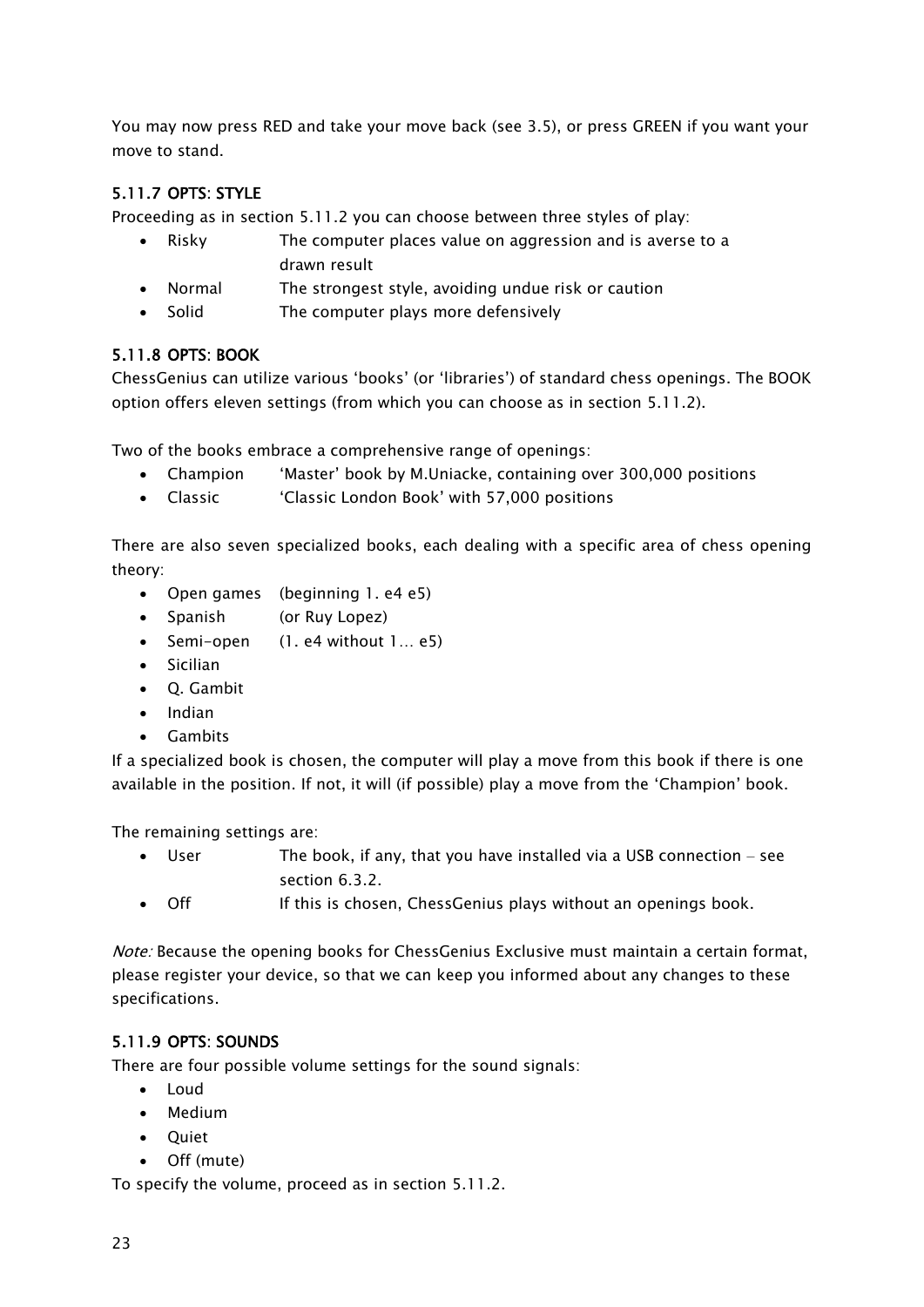You may now press RED and take your move back (see 3.5), or press GREEN if you want your move to stand.

### 5.11.7 OPTS: STYLE

Proceeding as in section 5.11.2 you can choose between three styles of play:

- Risky  The computer places value on aggression and is averse to a drawn result
- Normal  The strongest style, avoiding undue risk or caution
- Solid  The computer plays more defensively

### 5.11.8 OPTS: BOOK

ChessGenius can utilize various 'books' (or 'libraries') of standard chess openings. The BOOK option offers eleven settings (from which you can choose as in section 5.11.2).

Two of the books embrace a comprehensive range of openings:

- Champion  'Master' book by M.Uniacke, containing over 300,000 positions
- Classic  'Classic London Book' with 57,000 positions

There are also seven specialized books, each dealing with a specific area of chess opening theory:

- Open games  (beginning 1. e4 e5)
- Spanish  (or Ruy Lopez)
- Semi-open  (1. e4 without 1… e5)
- Sicilian
- Q. Gambit
- Indian
- Gambits

If a specialized book is chosen, the computer will play a move from this book if there is one available in the position. If not, it will (if possible) play a move from the 'Champion' book.

The remaining settings are:

- User  The book, if any, that you have installed via a USB connection – see section 6.3.2.
- Off  If this is chosen, ChessGenius plays without an openings book.

*Note:* Because the opening books for ChessGenius Exclusive must maintain a certain format, please register your device, so that we can keep you informed about any changes to these specifications.

### 5.11.9 OPTS: SOUNDS

There are four possible volume settings for the sound signals:

- Loud
- Medium
- Quiet
- Off (mute)

To specify the volume, proceed as in section 5.11.2.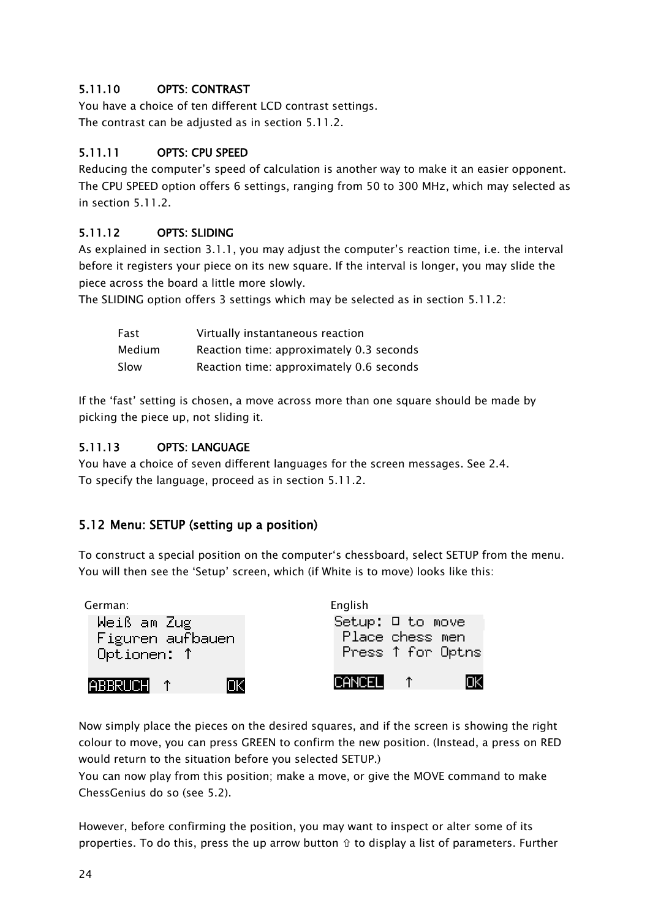#### 5.11.10 OPTS: CONTRAST

You have a choice of ten different LCD contrast settings.
The contrast can be adjusted as in section 5.11.2.

#### 5.11.11 OPTS: CPU SPEED

Reducing the computer's speed of calculation is another way to make it an easier opponent. The CPU SPEED option offers 6 settings, ranging from 50 to 300 MHz, which may selected as in section 5.11.2.

#### 5.11.12 OPTS: SLIDING

As explained in section 3.1.1, you may adjust the computer's reaction time, i.e. the interval before it registers your piece on its new square. If the interval is longer, you may slide the piece across the board a little more slowly.
The SLIDING option offers 3 settings which may be selected as in section 5.11.2:

| | |
|---|---|
| Fast | Virtually instantaneous reaction |
| Medium | Reaction time: approximately 0.3 seconds |
| Slow | Reaction time: approximately 0.6 seconds |

If the 'fast' setting is chosen, a move across more than one square should be made by picking the piece up, not sliding it.

#### 5.11.13 OPTS: LANGUAGE

You have a choice of seven different languages for the screen messages. See 2.4.
To specify the language, proceed as in section 5.11.2.

## 5.12 Menu: SETUP (setting up a position)

To construct a special position on the computer's chessboard, select SETUP from the menu. You will then see the 'Setup' screen, which (if White is to move) looks like this:

German:

```
Weiß am Zug
Figuren aufbauen
Optionen: ↑

ABBRUCH  ↑        OK
```

English

```
Setup: □ to move
 Place chess men
 Press ↑ for Optns

CANCEL   ↑        OK
```

Now simply place the pieces on the desired squares, and if the screen is showing the right colour to move, you can press GREEN to confirm the new position. (Instead, a press on RED would return to the situation before you selected SETUP.)
You can now play from this position; make a move, or give the MOVE command to make ChessGenius do so (see 5.2).

However, before confirming the position, you may want to inspect or alter some of its properties. To do this, press the up arrow button ⇧ to display a list of parameters. Further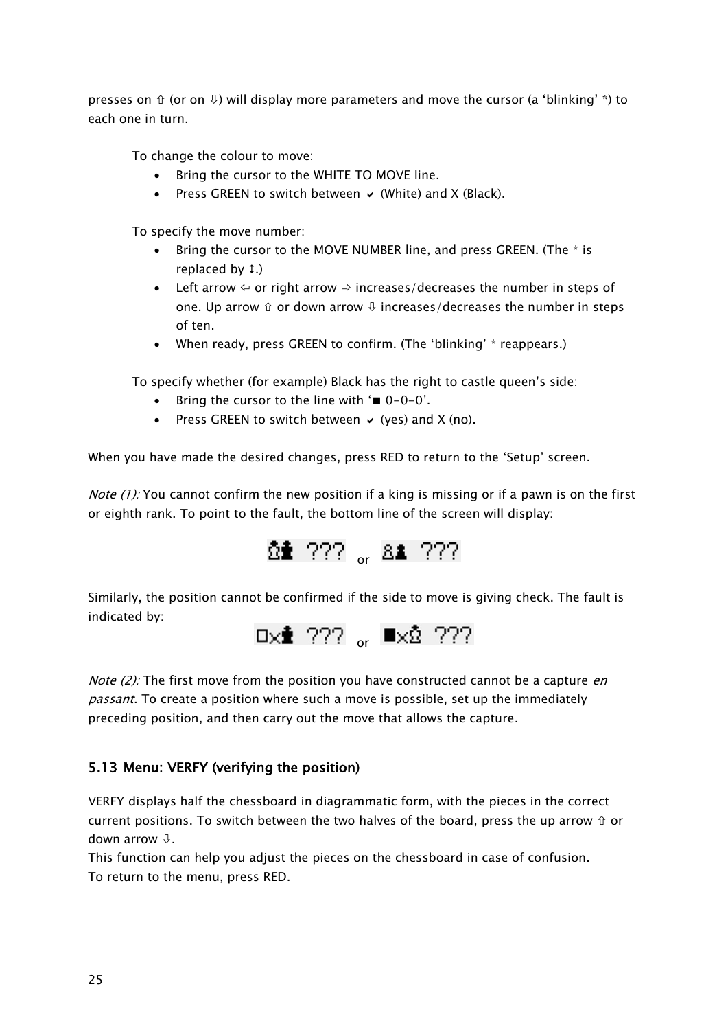presses on ⇧ (or on ⇩) will display more parameters and move the cursor (a 'blinking' *) to each one in turn.

To change the colour to move:

- Bring the cursor to the WHITE TO MOVE line.
- Press GREEN to switch between ✔ (White) and X (Black).

To specify the move number:

- Bring the cursor to the MOVE NUMBER line, and press GREEN. (The * is replaced by ↕.)
- Left arrow ⇦ or right arrow ⇨ increases/decreases the number in steps of one. Up arrow ⇧ or down arrow ⇩ increases/decreases the number in steps of ten.
- When ready, press GREEN to confirm. (The 'blinking' * reappears.)

To specify whether (for example) Black has the right to castle queen's side:

- Bring the cursor to the line with '■ 0-0-0'.
- Press GREEN to switch between ✔ (yes) and X (no).

When you have made the desired changes, press RED to return to the 'Setup' screen.

*Note (1):* You cannot confirm the new position if a king is missing or if a pawn is on the first or eighth rank. To point to the fault, the bottom line of the screen will display:

♔♚ ??? or ♙♟ ???

Similarly, the position cannot be confirmed if the side to move is giving check. The fault is indicated by:

□x♚ ??? or ■x♔ ???

*Note (2):* The first move from the position you have constructed cannot be a capture *en passant*. To create a position where such a move is possible, set up the immediately preceding position, and then carry out the move that allows the capture.

## 5.13 Menu: VERFY (verifying the position)

VERFY displays half the chessboard in diagrammatic form, with the pieces in the correct current positions. To switch between the two halves of the board, press the up arrow ⇧ or down arrow ⇩.

This function can help you adjust the pieces on the chessboard in case of confusion.

To return to the menu, press RED.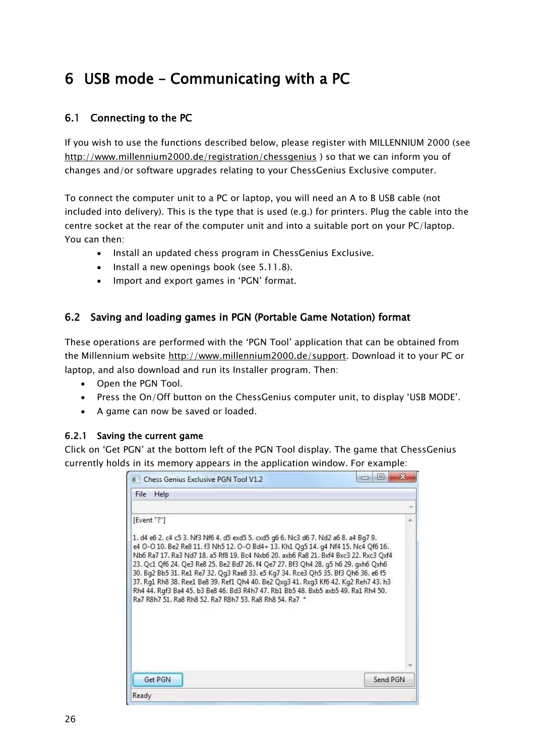# 6 USB mode – Communicating with a PC

## 6.1 Connecting to the PC

If you wish to use the functions described below, please register with MILLENNIUM 2000 (see http://www.millennium2000.de/registration/chessgenius ) so that we can inform you of changes and/or software upgrades relating to your ChessGenius Exclusive computer.

To connect the computer unit to a PC or laptop, you will need an A to B USB cable (not included into delivery). This is the type that is used (e.g.) for printers. Plug the cable into the centre socket at the rear of the computer unit and into a suitable port on your PC/laptop. You can then:

- Install an updated chess program in ChessGenius Exclusive.
- Install a new openings book (see 5.11.8).
- Import and export games in 'PGN' format.

## 6.2 Saving and loading games in PGN (Portable Game Notation) format

These operations are performed with the 'PGN Tool' application that can be obtained from the Millennium website http://www.millennium2000.de/support. Download it to your PC or laptop, and also download and run its Installer program. Then:

- Open the PGN Tool.
- Press the On/Off button on the ChessGenius computer unit, to display 'USB MODE'.
- A game can now be saved or loaded.

### 6.2.1 Saving the current game

Click on 'Get PGN' at the bottom left of the PGN Tool display. The game that ChessGenius currently holds in its memory appears in the application window. For example:

```
Chess Genius Exclusive PGN Tool V1.2
File  Help

[Event "?"]

1. d4 e6 2. c4 c5 3. Nf3 Nf6 4. d5 exd5 5. cxd5 g6 6. Nc3 d6 7. Nd2 a6 8. a4 Bg7 9.
e4 O-O 10. Be2 Re8 11. f3 Nh5 12. O-O Bd4+ 13. Kh1 Qg5 14. g4 Nf4 15. Nc4 Qf6 16.
Nb6 Ra7 17. Ra3 Nd7 18. a5 Rf8 19. Bc4 Nxb6 20. axb6 Ra8 21. Bxf4 Bxc3 22. Rxc3 Qxf4
23. Qc1 Qf6 24. Qe3 Re8 25. Be2 Bd7 26. f4 Qe7 27. Bf3 Qh4 28. g5 h6 29. gxh6 Qxh6
30. Bg2 Bb5 31. Re1 Re7 32. Qg3 Rae8 33. e5 Kg7 34. Rce3 Qh5 35. Bf3 Qh6 36. e6 f5
37. Rg1 Rh8 38. Ree1 Be8 39. Ref1 Qh4 40. Be2 Qxg3 41. Rxg3 Kf6 42. Kg2 Reh7 43. h3
Rh4 44. Rgf3 Ba4 45. b3 Be8 46. Bd3 R4h7 47. Rb1 Bb5 48. Bxb5 axb5 49. Ra1 Rh4 50.
Ra7 R8h7 51. Ra8 Rh8 52. Ra7 R8h7 53. Ra8 Rh8 54. Ra7 *

Get PGN                                                   Send PGN
Ready
```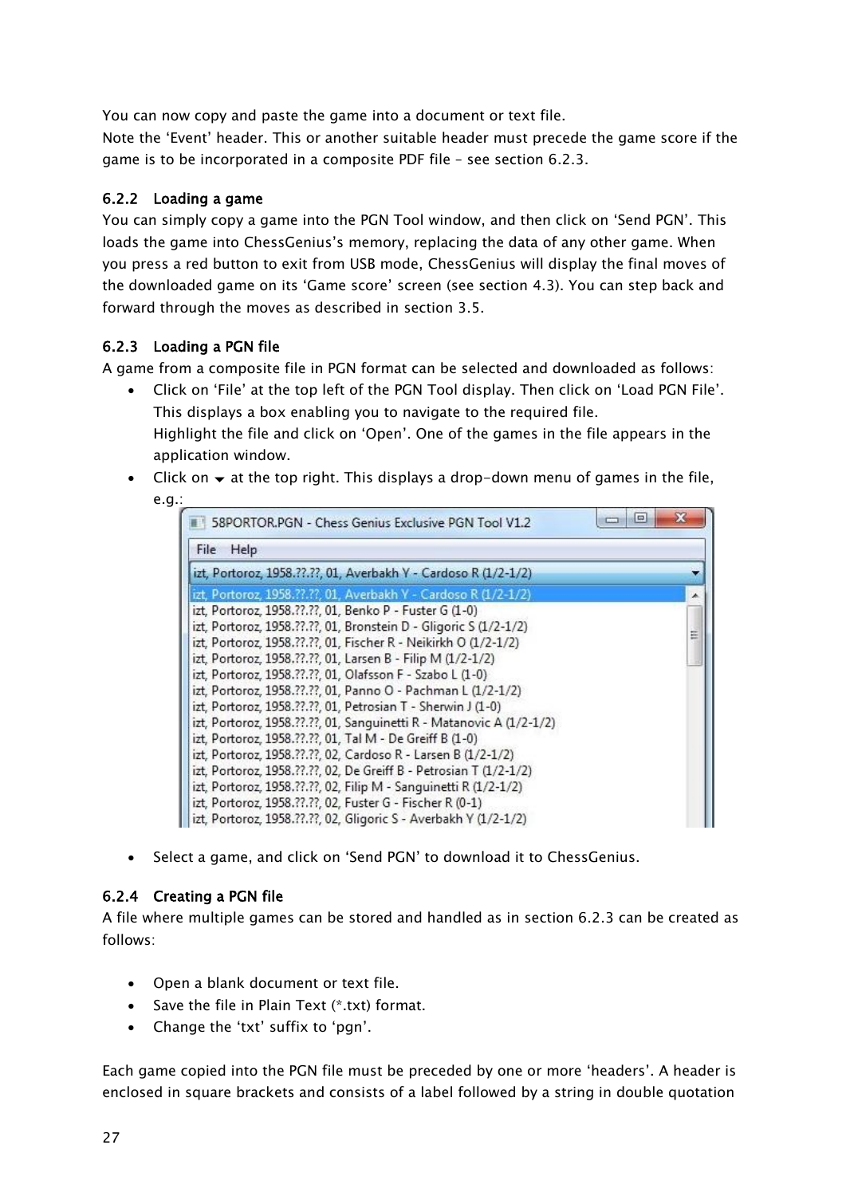You can now copy and paste the game into a document or text file.
Note the 'Event' header. This or another suitable header must precede the game score if the game is to be incorporated in a composite PDF file – see section 6.2.3.

### 6.2.2 Loading a game

You can simply copy a game into the PGN Tool window, and then click on 'Send PGN'. This loads the game into ChessGenius's memory, replacing the data of any other game. When you press a red button to exit from USB mode, ChessGenius will display the final moves of the downloaded game on its 'Game score' screen (see section 4.3). You can step back and forward through the moves as described in section 3.5.

### 6.2.3 Loading a PGN file

A game from a composite file in PGN format can be selected and downloaded as follows:

- Click on 'File' at the top left of the PGN Tool display. Then click on 'Load PGN File'. This displays a box enabling you to navigate to the required file.
  Highlight the file and click on 'Open'. One of the games in the file appears in the application window.
- Click on ▼ at the top right. This displays a drop-down menu of games in the file, e.g.:

```
58PORTOR.PGN - Chess Genius Exclusive PGN Tool V1.2
File   Help
izt, Portoroz, 1958.??.??, 01, Averbakh Y - Cardoso R (1/2-1/2)
izt, Portoroz, 1958.??.??, 01, Averbakh Y - Cardoso R (1/2-1/2)
izt, Portoroz, 1958.??.??, 01, Benko P - Fuster G (1-0)
izt, Portoroz, 1958.??.??, 01, Bronstein D - Gligoric S (1/2-1/2)
izt, Portoroz, 1958.??.??, 01, Fischer R - Neikirkh O (1/2-1/2)
izt, Portoroz, 1958.??.??, 01, Larsen B - Filip M (1/2-1/2)
izt, Portoroz, 1958.??.??, 01, Olafsson F - Szabo L (1-0)
izt, Portoroz, 1958.??.??, 01, Panno O - Pachman L (1/2-1/2)
izt, Portoroz, 1958.??.??, 01, Petrosian T - Sherwin J (1-0)
izt, Portoroz, 1958.??.??, 01, Sanguinetti R - Matanovic A (1/2-1/2)
izt, Portoroz, 1958.??.??, 01, Tal M - De Greiff B (1-0)
izt, Portoroz, 1958.??.??, 02, Cardoso R - Larsen B (1/2-1/2)
izt, Portoroz, 1958.??.??, 02, De Greiff B - Petrosian T (1/2-1/2)
izt, Portoroz, 1958.??.??, 02, Filip M - Sanguinetti R (1/2-1/2)
izt, Portoroz, 1958.??.??, 02, Fuster G - Fischer R (0-1)
izt, Portoroz, 1958.??.??, 02, Gligoric S - Averbakh Y (1/2-1/2)
```

- Select a game, and click on 'Send PGN' to download it to ChessGenius.

### 6.2.4 Creating a PGN file

A file where multiple games can be stored and handled as in section 6.2.3 can be created as follows:

- Open a blank document or text file.
- Save the file in Plain Text (*.txt) format.
- Change the 'txt' suffix to 'pgn'.

Each game copied into the PGN file must be preceded by one or more 'headers'. A header is enclosed in square brackets and consists of a label followed by a string in double quotation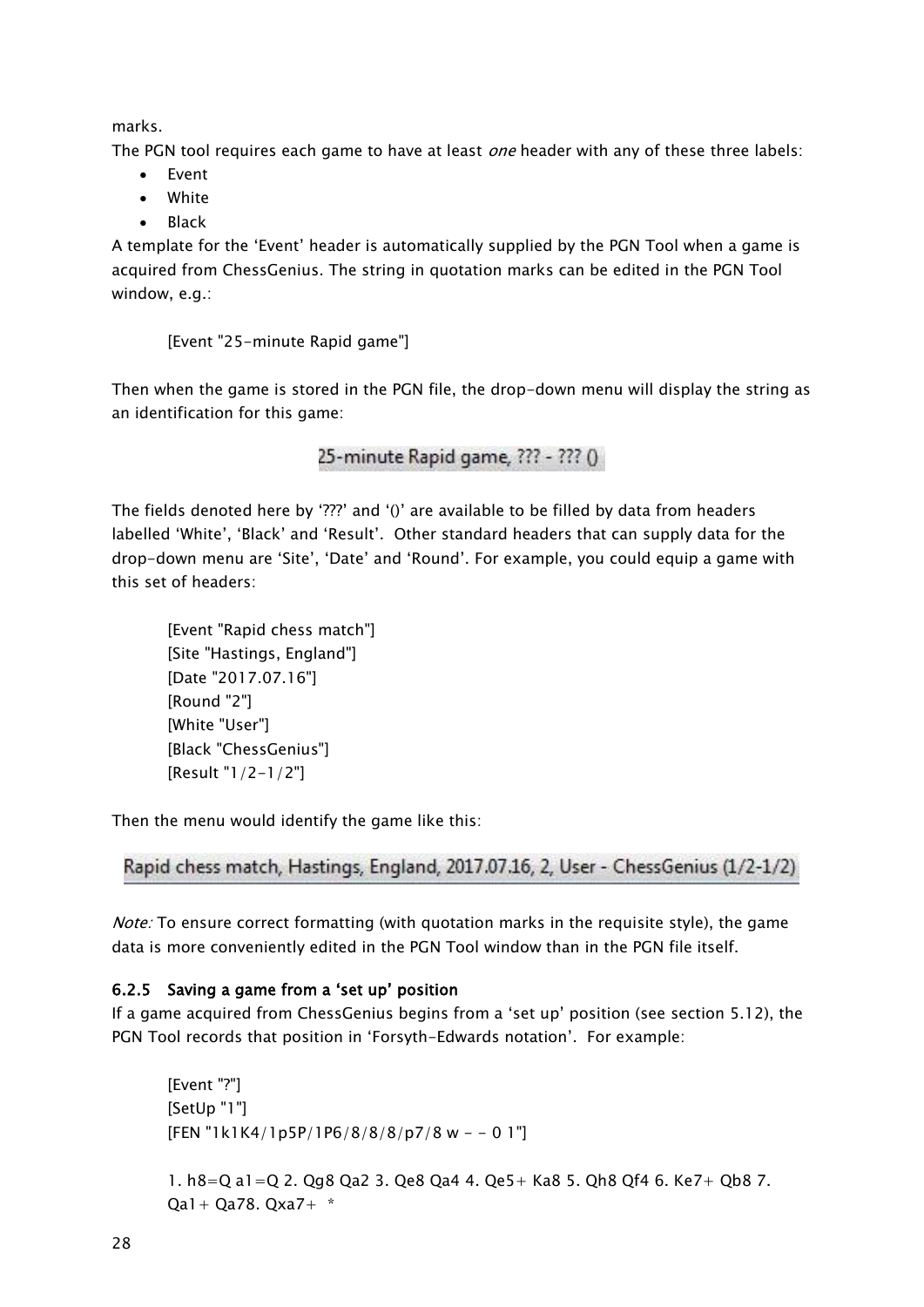marks.

The PGN tool requires each game to have at least *one* header with any of these three labels:

- Event
- White
- Black

A template for the 'Event' header is automatically supplied by the PGN Tool when a game is acquired from ChessGenius. The string in quotation marks can be edited in the PGN Tool window, e.g.:

[Event "25-minute Rapid game"]

Then when the game is stored in the PGN file, the drop-down menu will display the string as an identification for this game:

25-minute Rapid game, ??? - ??? ()

The fields denoted here by '???' and '()' are available to be filled by data from headers labelled 'White', 'Black' and 'Result'. Other standard headers that can supply data for the drop-down menu are 'Site', 'Date' and 'Round'. For example, you could equip a game with this set of headers:

[Event "Rapid chess match"]
[Site "Hastings, England"]
[Date "2017.07.16"]
[Round "2"]
[White "User"]
[Black "ChessGenius"]
[Result "1/2-1/2"]

Then the menu would identify the game like this:

Rapid chess match, Hastings, England, 2017.07.16, 2, User - ChessGenius (1/2-1/2)

*Note:* To ensure correct formatting (with quotation marks in the requisite style), the game data is more conveniently edited in the PGN Tool window than in the PGN file itself.

### 6.2.5 Saving a game from a 'set up' position

If a game acquired from ChessGenius begins from a 'set up' position (see section 5.12), the PGN Tool records that position in 'Forsyth-Edwards notation'. For example:

[Event "?"]
[SetUp "1"]
[FEN "1k1K4/1p5P/1P6/8/8/8/p7/8 w - - 0 1"]

1. h8=Q a1=Q 2. Qg8 Qa2 3. Qe8 Qa4 4. Qe5+ Ka8 5. Qh8 Qf4 6. Ke7+ Qb8 7. Qa1+ Qa78. Qxa7+ *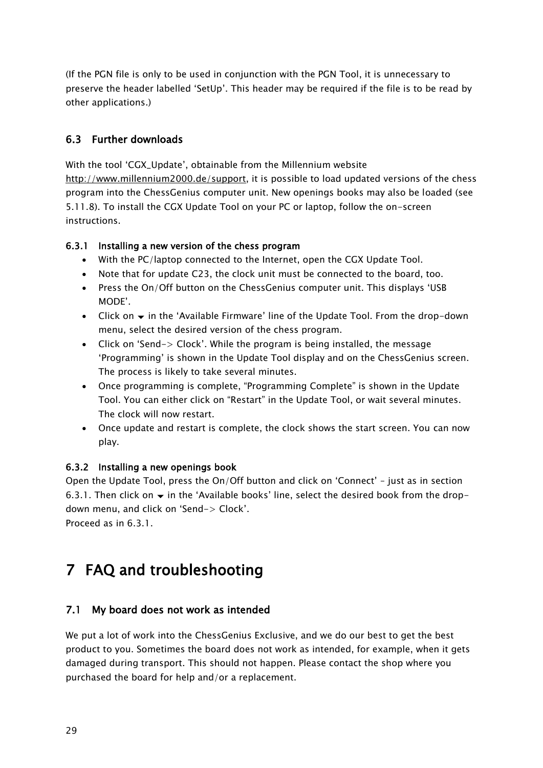(If the PGN file is only to be used in conjunction with the PGN Tool, it is unnecessary to preserve the header labelled 'SetUp'. This header may be required if the file is to be read by other applications.)

### 6.3 Further downloads

With the tool 'CGX_Update', obtainable from the Millennium website http://www.millennium2000.de/support, it is possible to load updated versions of the chess program into the ChessGenius computer unit. New openings books may also be loaded (see 5.11.8). To install the CGX Update Tool on your PC or laptop, follow the on-screen instructions.

#### 6.3.1 Installing a new version of the chess program

- With the PC/laptop connected to the Internet, open the CGX Update Tool.
- Note that for update C23, the clock unit must be connected to the board, too.
- Press the On/Off button on the ChessGenius computer unit. This displays 'USB MODE'.
- Click on ▾ in the 'Available Firmware' line of the Update Tool. From the drop-down menu, select the desired version of the chess program.
- Click on 'Send-> Clock'. While the program is being installed, the message 'Programming' is shown in the Update Tool display and on the ChessGenius screen. The process is likely to take several minutes.
- Once programming is complete, "Programming Complete" is shown in the Update Tool. You can either click on "Restart" in the Update Tool, or wait several minutes. The clock will now restart.
- Once update and restart is complete, the clock shows the start screen. You can now play.

#### 6.3.2 Installing a new openings book

Open the Update Tool, press the On/Off button and click on 'Connect' – just as in section 6.3.1. Then click on ▾ in the 'Available books' line, select the desired book from the drop-down menu, and click on 'Send-> Clock'.
Proceed as in 6.3.1.

# 7 FAQ and troubleshooting

### 7.1 My board does not work as intended

We put a lot of work into the ChessGenius Exclusive, and we do our best to get the best product to you. Sometimes the board does not work as intended, for example, when it gets damaged during transport. This should not happen. Please contact the shop where you purchased the board for help and/or a replacement.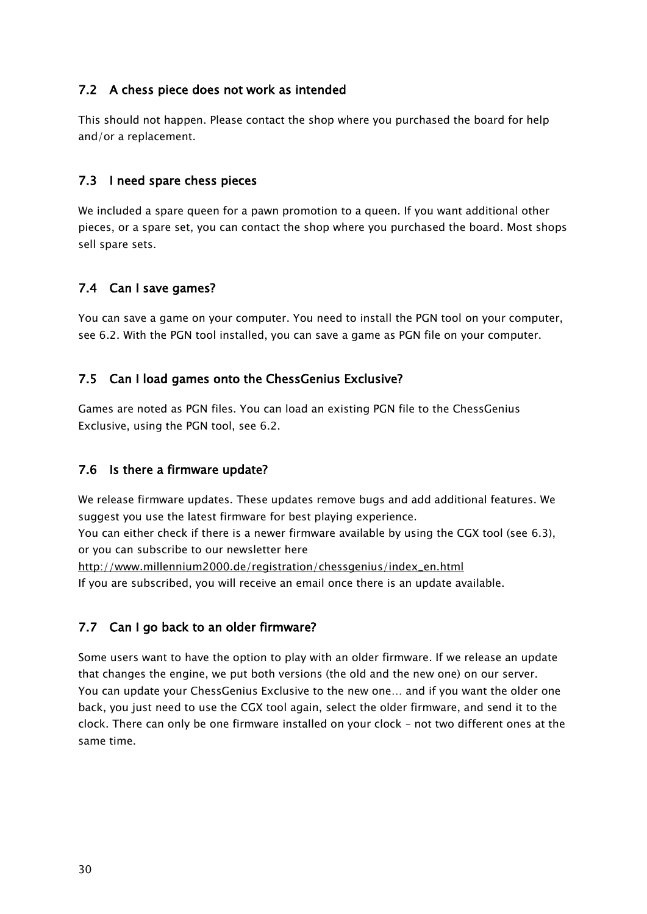## 7.2 A chess piece does not work as intended

This should not happen. Please contact the shop where you purchased the board for help and/or a replacement.

## 7.3 I need spare chess pieces

We included a spare queen for a pawn promotion to a queen. If you want additional other pieces, or a spare set, you can contact the shop where you purchased the board. Most shops sell spare sets.

## 7.4 Can I save games?

You can save a game on your computer. You need to install the PGN tool on your computer, see 6.2. With the PGN tool installed, you can save a game as PGN file on your computer.

## 7.5 Can I load games onto the ChessGenius Exclusive?

Games are noted as PGN files. You can load an existing PGN file to the ChessGenius Exclusive, using the PGN tool, see 6.2.

## 7.6 Is there a firmware update?

We release firmware updates. These updates remove bugs and add additional features. We suggest you use the latest firmware for best playing experience.
You can either check if there is a newer firmware available by using the CGX tool (see 6.3), or you can subscribe to our newsletter here
http://www.millennium2000.de/registration/chessgenius/index_en.html
If you are subscribed, you will receive an email once there is an update available.

## 7.7 Can I go back to an older firmware?

Some users want to have the option to play with an older firmware. If we release an update that changes the engine, we put both versions (the old and the new one) on our server. You can update your ChessGenius Exclusive to the new one… and if you want the older one back, you just need to use the CGX tool again, select the older firmware, and send it to the clock. There can only be one firmware installed on your clock – not two different ones at the same time.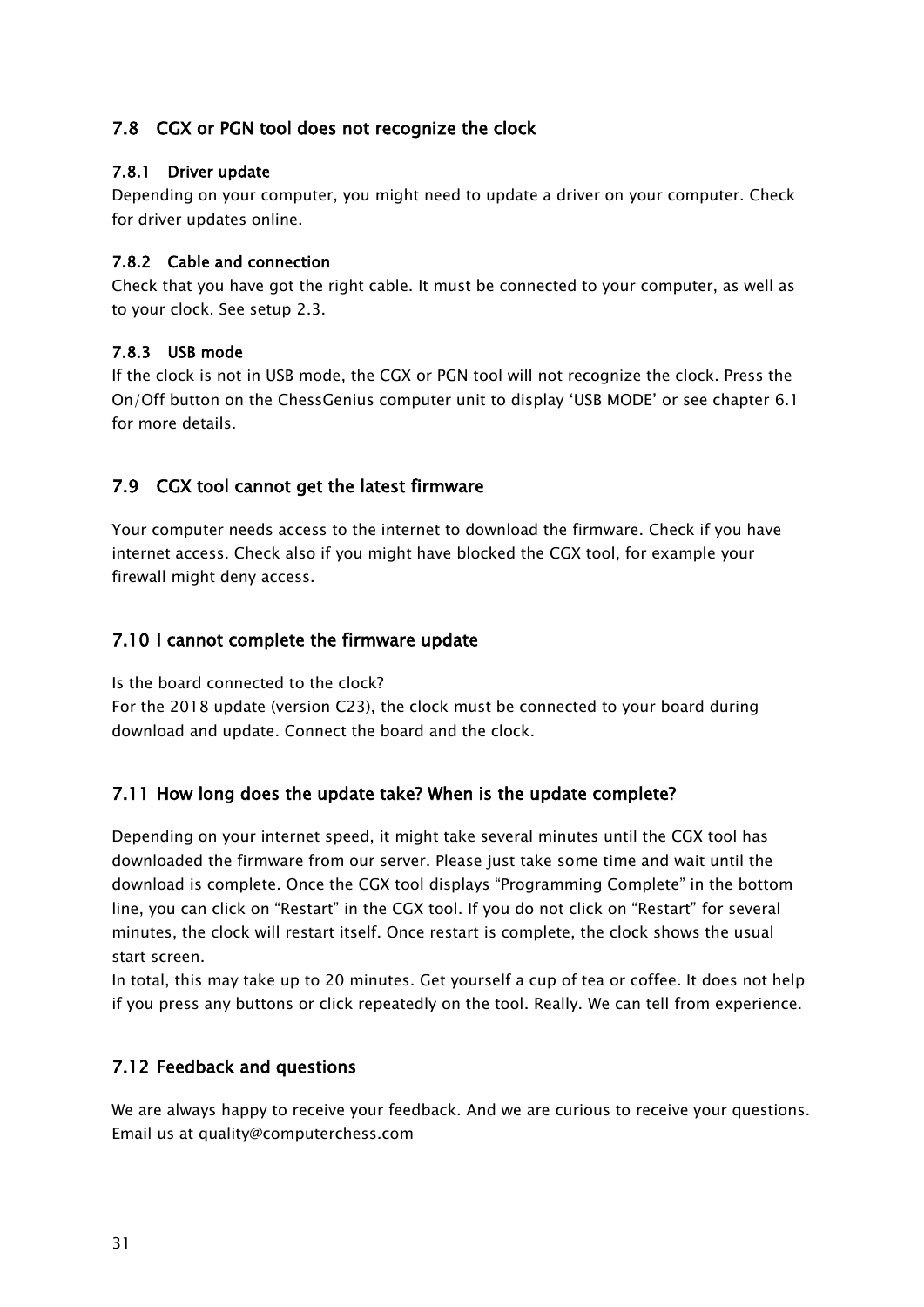## 7.8 CGX or PGN tool does not recognize the clock

### 7.8.1 Driver update

Depending on your computer, you might need to update a driver on your computer. Check for driver updates online.

### 7.8.2 Cable and connection

Check that you have got the right cable. It must be connected to your computer, as well as to your clock. See setup 2.3.

### 7.8.3 USB mode

If the clock is not in USB mode, the CGX or PGN tool will not recognize the clock. Press the On/Off button on the ChessGenius computer unit to display 'USB MODE' or see chapter 6.1 for more details.

## 7.9 CGX tool cannot get the latest firmware

Your computer needs access to the internet to download the firmware. Check if you have internet access. Check also if you might have blocked the CGX tool, for example your firewall might deny access.

## 7.10 I cannot complete the firmware update

Is the board connected to the clock?
For the 2018 update (version C23), the clock must be connected to your board during download and update. Connect the board and the clock.

## 7.11 How long does the update take? When is the update complete?

Depending on your internet speed, it might take several minutes until the CGX tool has downloaded the firmware from our server. Please just take some time and wait until the download is complete. Once the CGX tool displays "Programming Complete" in the bottom line, you can click on "Restart" in the CGX tool. If you do not click on "Restart" for several minutes, the clock will restart itself. Once restart is complete, the clock shows the usual start screen.
In total, this may take up to 20 minutes. Get yourself a cup of tea or coffee. It does not help if you press any buttons or click repeatedly on the tool. Really. We can tell from experience.

## 7.12 Feedback and questions

We are always happy to receive your feedback. And we are curious to receive your questions. Email us at quality@computerchess.com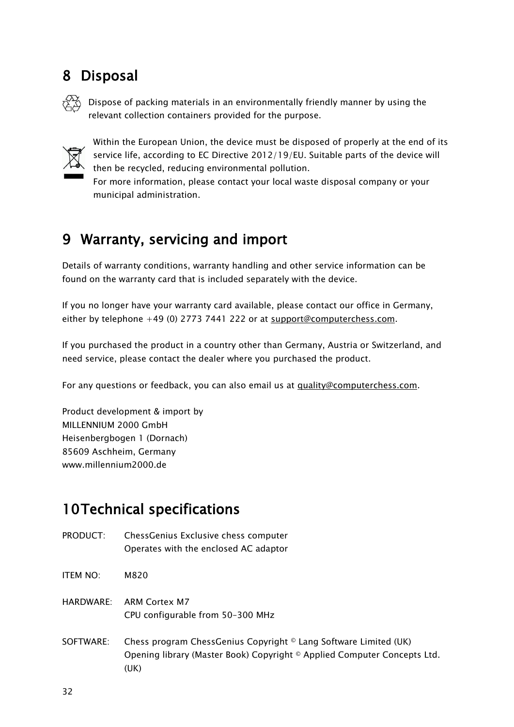# 8 Disposal

Dispose of packing materials in an environmentally friendly manner by using the relevant collection containers provided for the purpose.

Within the European Union, the device must be disposed of properly at the end of its service life, according to EC Directive 2012/19/EU. Suitable parts of the device will then be recycled, reducing environmental pollution.
For more information, please contact your local waste disposal company or your municipal administration.

# 9 Warranty, servicing and import

Details of warranty conditions, warranty handling and other service information can be found on the warranty card that is included separately with the device.

If you no longer have your warranty card available, please contact our office in Germany, either by telephone +49 (0) 2773 7441 222 or at support@computerchess.com.

If you purchased the product in a country other than Germany, Austria or Switzerland, and need service, please contact the dealer where you purchased the product.

For any questions or feedback, you can also email us at quality@computerchess.com.

Product development & import by
MILLENNIUM 2000 GmbH
Heisenbergbogen 1 (Dornach)
85609 Aschheim, Germany
www.millennium2000.de

# 10 Technical specifications

PRODUCT: ChessGenius Exclusive chess computer
Operates with the enclosed AC adaptor

ITEM NO: M820

HARDWARE: ARM Cortex M7
CPU configurable from 50-300 MHz

SOFTWARE: Chess program ChessGenius Copyright © Lang Software Limited (UK)
Opening library (Master Book) Copyright © Applied Computer Concepts Ltd. (UK)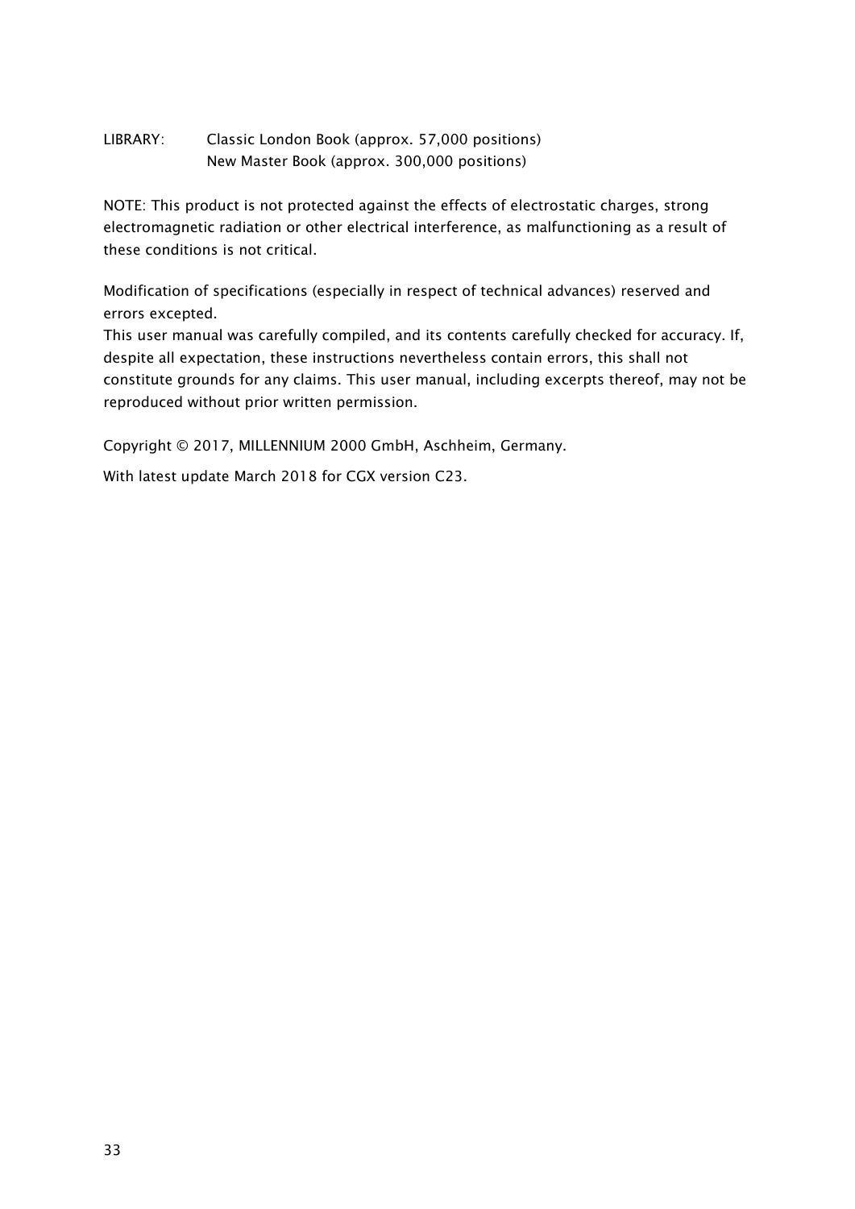LIBRARY: Classic London Book (approx. 57,000 positions)
New Master Book (approx. 300,000 positions)

NOTE: This product is not protected against the effects of electrostatic charges, strong electromagnetic radiation or other electrical interference, as malfunctioning as a result of these conditions is not critical.

Modification of specifications (especially in respect of technical advances) reserved and errors excepted.
This user manual was carefully compiled, and its contents carefully checked for accuracy. If, despite all expectation, these instructions nevertheless contain errors, this shall not constitute grounds for any claims. This user manual, including excerpts thereof, may not be reproduced without prior written permission.

Copyright © 2017, MILLENNIUM 2000 GmbH, Aschheim, Germany.

With latest update March 2018 for CGX version C23.